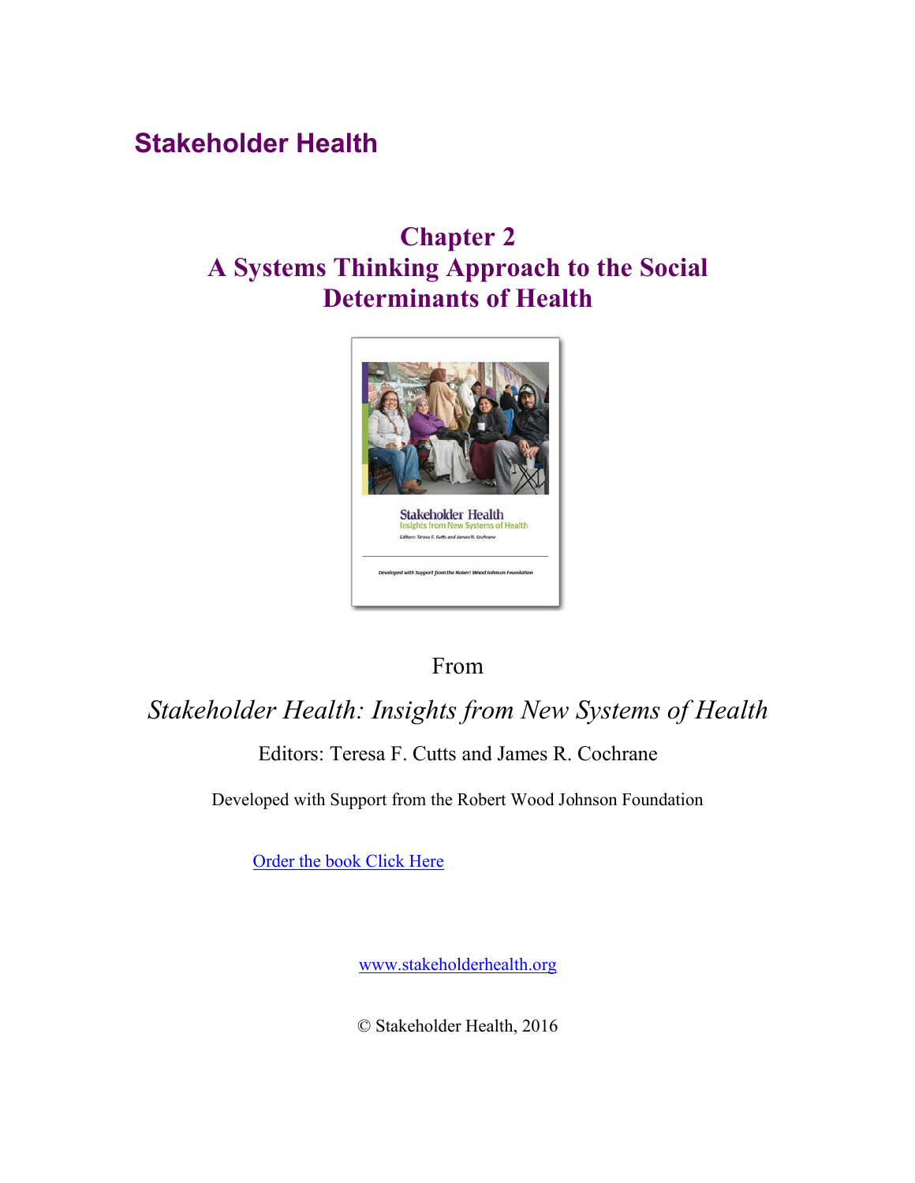# Stakeholder Health

## Chapter 2
## A Systems Thinking Approach to the Social Determinants of Health

From

*Stakeholder Health: Insights from New Systems of Health*

Editors: Teresa F. Cutts and James R. Cochrane

Developed with Support from the Robert Wood Johnson Foundation

[Order the book Click Here]

[www.stakeholderhealth.org]

© Stakeholder Health, 2016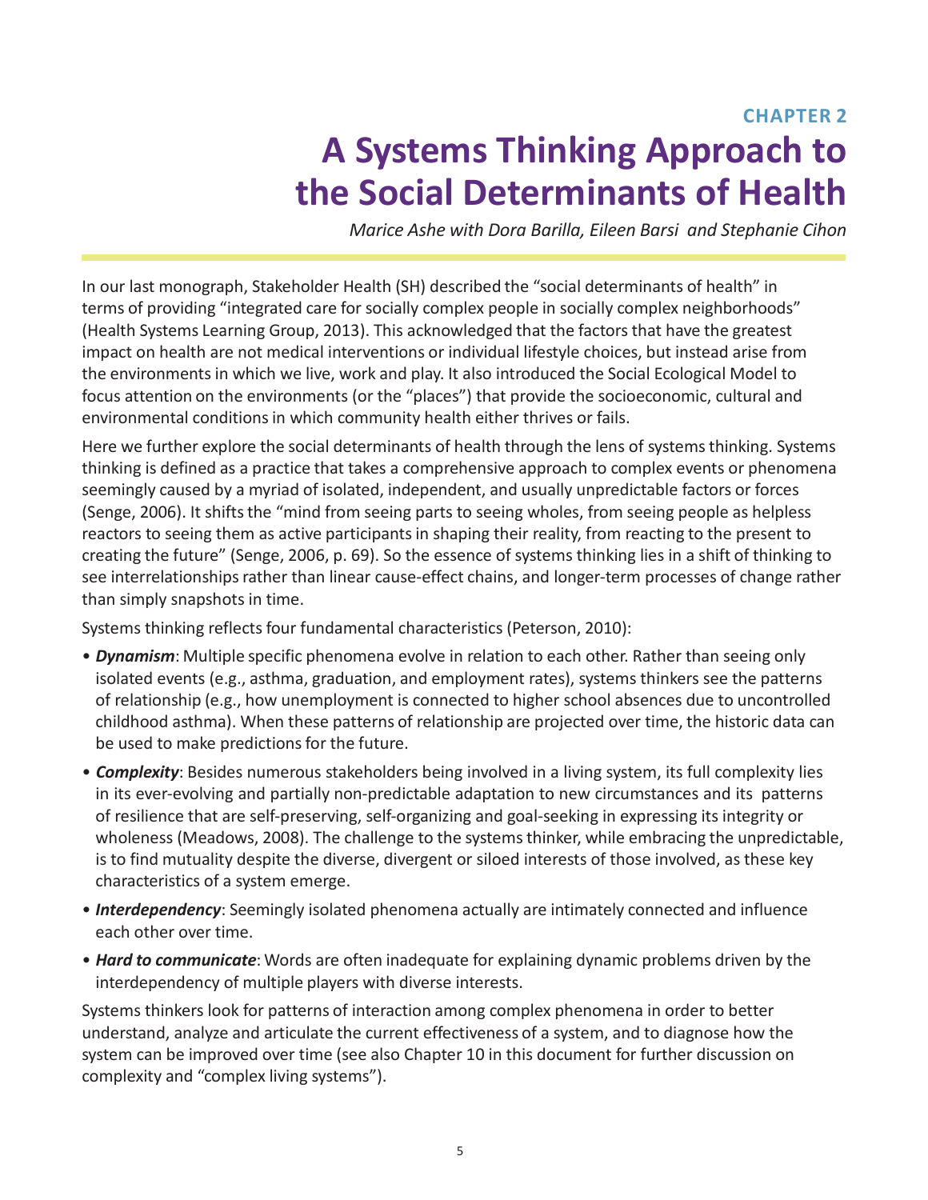CHAPTER 2

# A Systems Thinking Approach to the Social Determinants of Health

*Marice Ashe with Dora Barilla, Eileen Barsi and Stephanie Cihon*

In our last monograph, Stakeholder Health (SH) described the "social determinants of health" in terms of providing "integrated care for socially complex people in socially complex neighborhoods" (Health Systems Learning Group, 2013). This acknowledged that the factors that have the greatest impact on health are not medical interventions or individual lifestyle choices, but instead arise from the environments in which we live, work and play. It also introduced the Social Ecological Model to focus attention on the environments (or the "places") that provide the socioeconomic, cultural and environmental conditions in which community health either thrives or fails.

Here we further explore the social determinants of health through the lens of systems thinking. Systems thinking is defined as a practice that takes a comprehensive approach to complex events or phenomena seemingly caused by a myriad of isolated, independent, and usually unpredictable factors or forces (Senge, 2006). It shifts the "mind from seeing parts to seeing wholes, from seeing people as helpless reactors to seeing them as active participants in shaping their reality, from reacting to the present to creating the future" (Senge, 2006, p. 69). So the essence of systems thinking lies in a shift of thinking to see interrelationships rather than linear cause-effect chains, and longer-term processes of change rather than simply snapshots in time.

Systems thinking reflects four fundamental characteristics (Peterson, 2010):

- ***Dynamism***: Multiple specific phenomena evolve in relation to each other. Rather than seeing only isolated events (e.g., asthma, graduation, and employment rates), systems thinkers see the patterns of relationship (e.g., how unemployment is connected to higher school absences due to uncontrolled childhood asthma). When these patterns of relationship are projected over time, the historic data can be used to make predictions for the future.
- ***Complexity***: Besides numerous stakeholders being involved in a living system, its full complexity lies in its ever-evolving and partially non-predictable adaptation to new circumstances and its patterns of resilience that are self-preserving, self-organizing and goal-seeking in expressing its integrity or wholeness (Meadows, 2008). The challenge to the systems thinker, while embracing the unpredictable, is to find mutuality despite the diverse, divergent or siloed interests of those involved, as these key characteristics of a system emerge.
- ***Interdependency***: Seemingly isolated phenomena actually are intimately connected and influence each other over time.
- ***Hard to communicate***: Words are often inadequate for explaining dynamic problems driven by the interdependency of multiple players with diverse interests.

Systems thinkers look for patterns of interaction among complex phenomena in order to better understand, analyze and articulate the current effectiveness of a system, and to diagnose how the system can be improved over time (see also Chapter 10 in this document for further discussion on complexity and "complex living systems").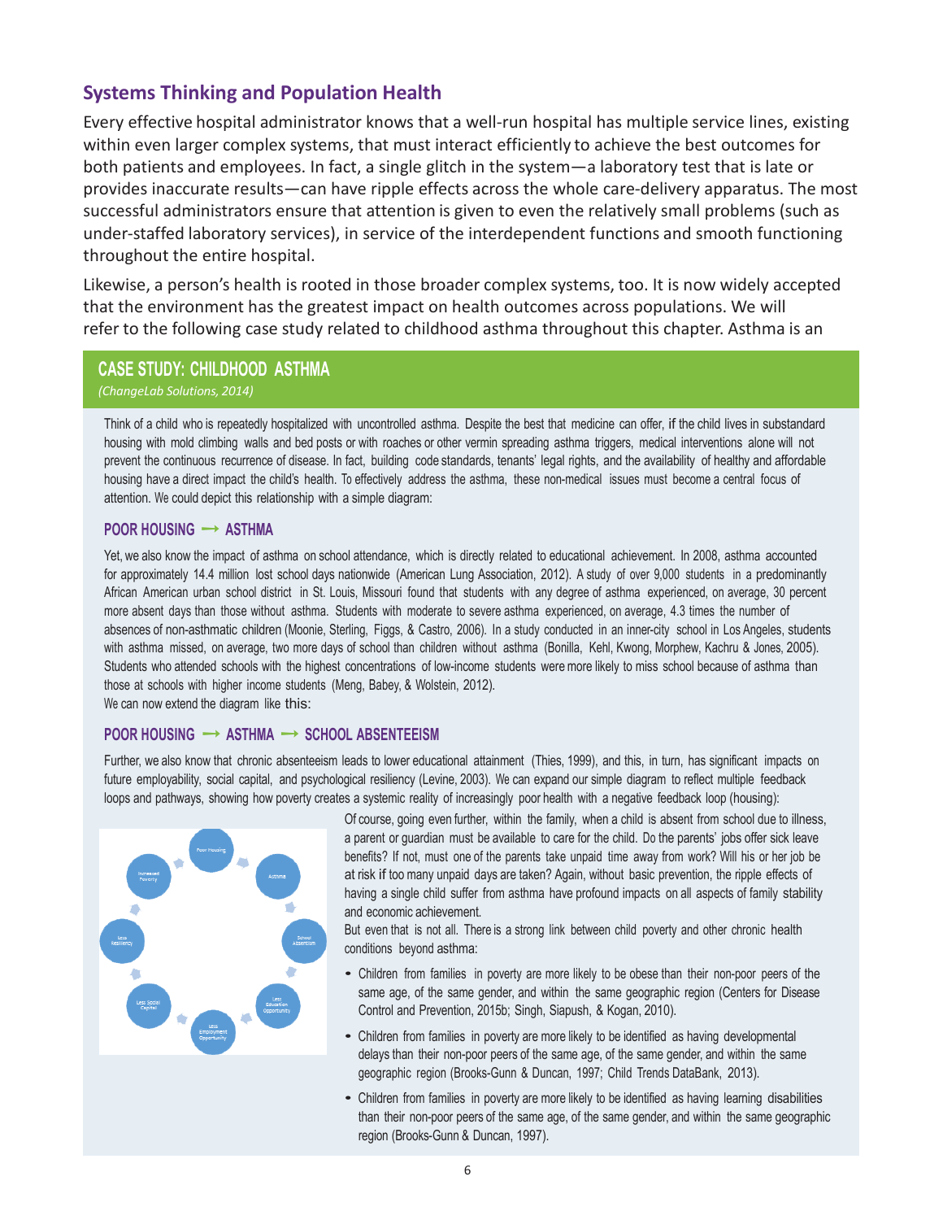## Systems Thinking and Population Health

Every effective hospital administrator knows that a well-run hospital has multiple service lines, existing within even larger complex systems, that must interact efficiently to achieve the best outcomes for both patients and employees. In fact, a single glitch in the system—a laboratory test that is late or provides inaccurate results—can have ripple effects across the whole care-delivery apparatus. The most successful administrators ensure that attention is given to even the relatively small problems (such as under-staffed laboratory services), in service of the interdependent functions and smooth functioning throughout the entire hospital.

Likewise, a person's health is rooted in those broader complex systems, too. It is now widely accepted that the environment has the greatest impact on health outcomes across populations. We will refer to the following case study related to childhood asthma throughout this chapter. Asthma is an

### CASE STUDY: CHILDHOOD ASTHMA

*(ChangeLab Solutions, 2014)*

Think of a child who is repeatedly hospitalized with uncontrolled asthma. Despite the best that medicine can offer, if the child lives in substandard housing with mold climbing walls and bed posts or with roaches or other vermin spreading asthma triggers, medical interventions alone will not prevent the continuous recurrence of disease. In fact, building code standards, tenants' legal rights, and the availability of healthy and affordable housing have a direct impact the child's health. To effectively address the asthma, these non-medical issues must become a central focus of attention. We could depict this relationship with a simple diagram:

**POOR HOUSING → ASTHMA**

Yet, we also know the impact of asthma on school attendance, which is directly related to educational achievement. In 2008, asthma accounted for approximately 14.4 million lost school days nationwide (American Lung Association, 2012). A study of over 9,000 students in a predominantly African American urban school district in St. Louis, Missouri found that students with any degree of asthma experienced, on average, 30 percent more absent days than those without asthma. Students with moderate to severe asthma experienced, on average, 4.3 times the number of absences of non-asthmatic children (Moonie, Sterling, Figgs, & Castro, 2006). In a study conducted in an inner-city school in Los Angeles, students with asthma missed, on average, two more days of school than children without asthma (Bonilla, Kehl, Kwong, Morphew, Kachru & Jones, 2005). Students who attended schools with the highest concentrations of low-income students were more likely to miss school because of asthma than those at schools with higher income students (Meng, Babey, & Wolstein, 2012).
We can now extend the diagram like this:

**POOR HOUSING → ASTHMA → SCHOOL ABSENTEEISM**

Further, we also know that chronic absenteeism leads to lower educational attainment (Thies, 1999), and this, in turn, has significant impacts on future employability, social capital, and psychological resiliency (Levine, 2003). We can expand our simple diagram to reflect multiple feedback loops and pathways, showing how poverty creates a systemic reality of increasingly poor health with a negative feedback loop (housing):

Of course, going even further, within the family, when a child is absent from school due to illness, a parent or guardian must be available to care for the child. Do the parents' jobs offer sick leave benefits? If not, must one of the parents take unpaid time away from work? Will his or her job be at risk if too many unpaid days are taken? Again, without basic prevention, the ripple effects of having a single child suffer from asthma have profound impacts on all aspects of family stability and economic achievement.

But even that is not all. There is a strong link between child poverty and other chronic health conditions beyond asthma:

- Children from families in poverty are more likely to be obese than their non-poor peers of the same age, of the same gender, and within the same geographic region (Centers for Disease Control and Prevention, 2015b; Singh, Siapush, & Kogan, 2010).
- Children from families in poverty are more likely to be identified as having developmental delays than their non-poor peers of the same age, of the same gender, and within the same geographic region (Brooks-Gunn & Duncan, 1997; Child Trends DataBank, 2013).
- Children from families in poverty are more likely to be identified as having learning disabilities than their non-poor peers of the same age, of the same gender, and within the same geographic region (Brooks-Gunn & Duncan, 1997).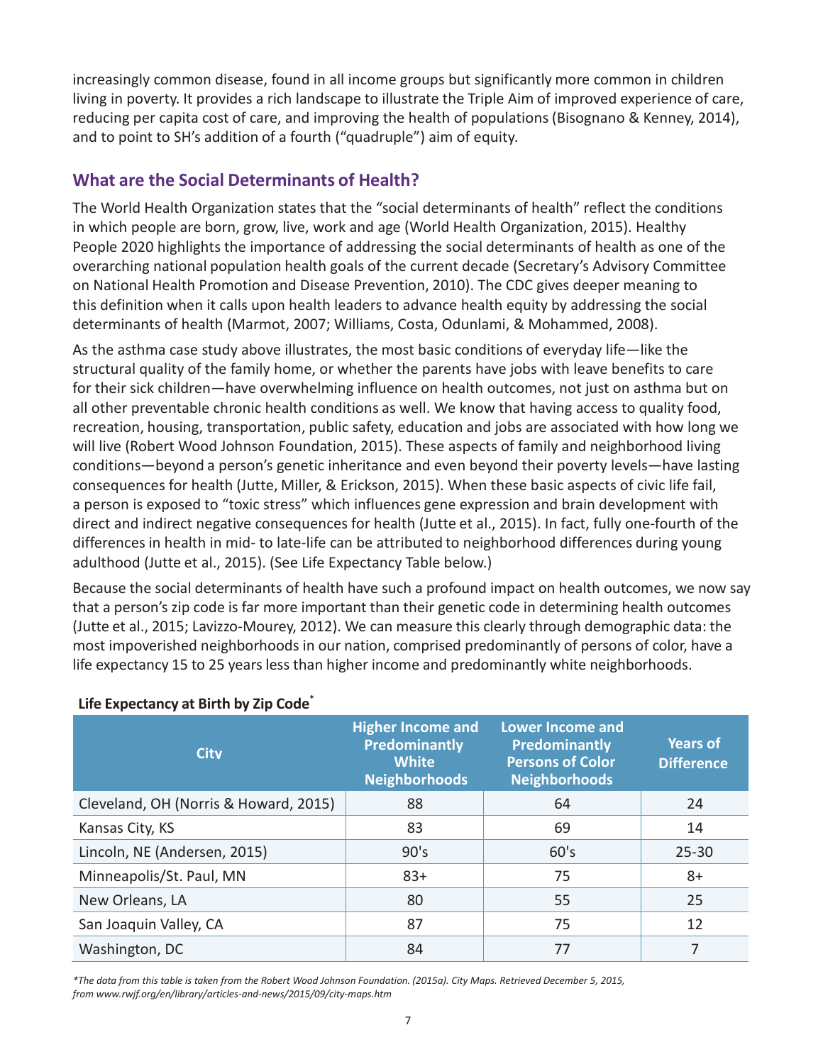increasingly common disease, found in all income groups but significantly more common in children living in poverty. It provides a rich landscape to illustrate the Triple Aim of improved experience of care, reducing per capita cost of care, and improving the health of populations (Bisognano & Kenney, 2014), and to point to SH's addition of a fourth ("quadruple") aim of equity.

## What are the Social Determinants of Health?

The World Health Organization states that the "social determinants of health" reflect the conditions in which people are born, grow, live, work and age (World Health Organization, 2015). Healthy People 2020 highlights the importance of addressing the social determinants of health as one of the overarching national population health goals of the current decade (Secretary's Advisory Committee on National Health Promotion and Disease Prevention, 2010). The CDC gives deeper meaning to this definition when it calls upon health leaders to advance health equity by addressing the social determinants of health (Marmot, 2007; Williams, Costa, Odunlami, & Mohammed, 2008).

As the asthma case study above illustrates, the most basic conditions of everyday life—like the structural quality of the family home, or whether the parents have jobs with leave benefits to care for their sick children—have overwhelming influence on health outcomes, not just on asthma but on all other preventable chronic health conditions as well. We know that having access to quality food, recreation, housing, transportation, public safety, education and jobs are associated with how long we will live (Robert Wood Johnson Foundation, 2015). These aspects of family and neighborhood living conditions—beyond a person's genetic inheritance and even beyond their poverty levels—have lasting consequences for health (Jutte, Miller, & Erickson, 2015). When these basic aspects of civic life fail, a person is exposed to "toxic stress" which influences gene expression and brain development with direct and indirect negative consequences for health (Jutte et al., 2015). In fact, fully one-fourth of the differences in health in mid- to late-life can be attributed to neighborhood differences during young adulthood (Jutte et al., 2015). (See Life Expectancy Table below.)

Because the social determinants of health have such a profound impact on health outcomes, we now say that a person's zip code is far more important than their genetic code in determining health outcomes (Jutte et al., 2015; Lavizzo-Mourey, 2012). We can measure this clearly through demographic data: the most impoverished neighborhoods in our nation, comprised predominantly of persons of color, have a life expectancy 15 to 25 years less than higher income and predominantly white neighborhoods.

**Life Expectancy at Birth by Zip Code***

| City | Higher Income and Predominantly White Neighborhoods | Lower Income and Predominantly Persons of Color Neighborhoods | Years of Difference |
|---|---|---|---|
| Cleveland, OH (Norris & Howard, 2015) | 88 | 64 | 24 |
| Kansas City, KS | 83 | 69 | 14 |
| Lincoln, NE (Andersen, 2015) | 90's | 60's | 25-30 |
| Minneapolis/St. Paul, MN | 83+ | 75 | 8+ |
| New Orleans, LA | 80 | 55 | 25 |
| San Joaquin Valley, CA | 87 | 75 | 12 |
| Washington, DC | 84 | 77 | 7 |

*\*The data from this table is taken from the Robert Wood Johnson Foundation. (2015a). City Maps. Retrieved December 5, 2015, from www.rwjf.org/en/library/articles-and-news/2015/09/city-maps.htm*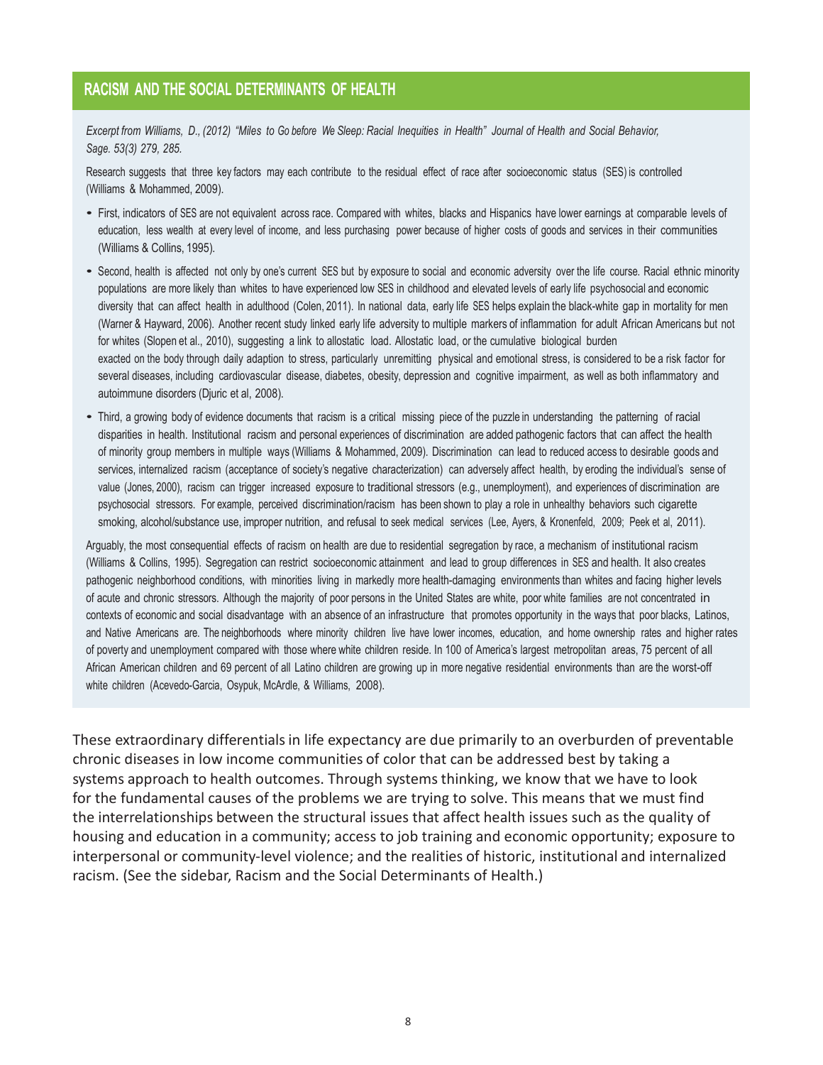## RACISM AND THE SOCIAL DETERMINANTS OF HEALTH

*Excerpt from Williams, D., (2012) "Miles to Go before We Sleep: Racial Inequities in Health" Journal of Health and Social Behavior, Sage. 53(3) 279, 285.*

Research suggests that three key factors may each contribute to the residual effect of race after socioeconomic status (SES) is controlled (Williams & Mohammed, 2009).

- First, indicators of SES are not equivalent across race. Compared with whites, blacks and Hispanics have lower earnings at comparable levels of education, less wealth at every level of income, and less purchasing power because of higher costs of goods and services in their communities (Williams & Collins, 1995).
- Second, health is affected not only by one's current SES but by exposure to social and economic adversity over the life course. Racial ethnic minority populations are more likely than whites to have experienced low SES in childhood and elevated levels of early life psychosocial and economic diversity that can affect health in adulthood (Colen, 2011). In national data, early life SES helps explain the black-white gap in mortality for men (Warner & Hayward, 2006). Another recent study linked early life adversity to multiple markers of inflammation for adult African Americans but not for whites (Slopen et al., 2010), suggesting a link to allostatic load. Allostatic load, or the cumulative biological burden exacted on the body through daily adaption to stress, particularly unremitting physical and emotional stress, is considered to be a risk factor for several diseases, including cardiovascular disease, diabetes, obesity, depression and cognitive impairment, as well as both inflammatory and autoimmune disorders (Djuric et al, 2008).
- Third, a growing body of evidence documents that racism is a critical missing piece of the puzzle in understanding the patterning of racial disparities in health. Institutional racism and personal experiences of discrimination are added pathogenic factors that can affect the health of minority group members in multiple ways (Williams & Mohammed, 2009). Discrimination can lead to reduced access to desirable goods and services, internalized racism (acceptance of society's negative characterization) can adversely affect health, by eroding the individual's sense of value (Jones, 2000), racism can trigger increased exposure to traditional stressors (e.g., unemployment), and experiences of discrimination are psychosocial stressors. For example, perceived discrimination/racism has been shown to play a role in unhealthy behaviors such cigarette smoking, alcohol/substance use, improper nutrition, and refusal to seek medical services (Lee, Ayers, & Kronenfeld, 2009; Peek et al, 2011).

Arguably, the most consequential effects of racism on health are due to residential segregation by race, a mechanism of institutional racism (Williams & Collins, 1995). Segregation can restrict socioeconomic attainment and lead to group differences in SES and health. It also creates pathogenic neighborhood conditions, with minorities living in markedly more health-damaging environments than whites and facing higher levels of acute and chronic stressors. Although the majority of poor persons in the United States are white, poor white families are not concentrated in contexts of economic and social disadvantage with an absence of an infrastructure that promotes opportunity in the ways that poor blacks, Latinos, and Native Americans are. The neighborhoods where minority children live have lower incomes, education, and home ownership rates and higher rates of poverty and unemployment compared with those where white children reside. In 100 of America's largest metropolitan areas, 75 percent of all African American children and 69 percent of all Latino children are growing up in more negative residential environments than are the worst-off white children (Acevedo-Garcia, Osypuk, McArdle, & Williams, 2008).

These extraordinary differentials in life expectancy are due primarily to an overburden of preventable chronic diseases in low income communities of color that can be addressed best by taking a systems approach to health outcomes. Through systems thinking, we know that we have to look for the fundamental causes of the problems we are trying to solve. This means that we must find the interrelationships between the structural issues that affect health issues such as the quality of housing and education in a community; access to job training and economic opportunity; exposure to interpersonal or community-level violence; and the realities of historic, institutional and internalized racism. (See the sidebar, Racism and the Social Determinants of Health.)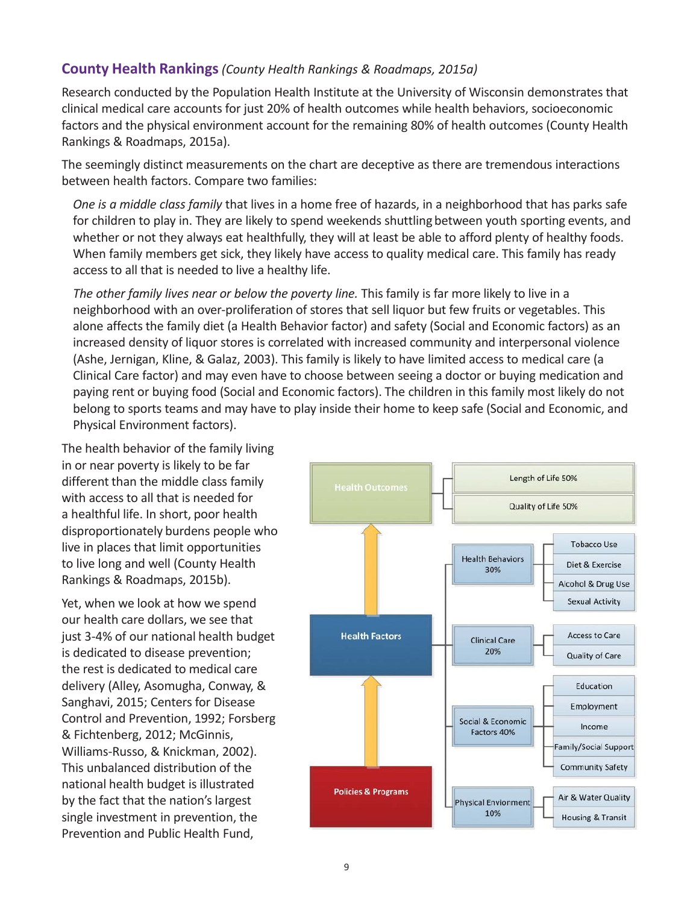## County Health Rankings *(County Health Rankings & Roadmaps, 2015a)*

Research conducted by the Population Health Institute at the University of Wisconsin demonstrates that clinical medical care accounts for just 20% of health outcomes while health behaviors, socioeconomic factors and the physical environment account for the remaining 80% of health outcomes (County Health Rankings & Roadmaps, 2015a).

The seemingly distinct measurements on the chart are deceptive as there are tremendous interactions between health factors. Compare two families:

> *One is a middle class family* that lives in a home free of hazards, in a neighborhood that has parks safe for children to play in. They are likely to spend weekends shuttling between youth sporting events, and whether or not they always eat healthfully, they will at least be able to afford plenty of healthy foods. When family members get sick, they likely have access to quality medical care. This family has ready access to all that is needed to live a healthy life.
>
> *The other family lives near or below the poverty line.* This family is far more likely to live in a neighborhood with an over-proliferation of stores that sell liquor but few fruits or vegetables. This alone affects the family diet (a Health Behavior factor) and safety (Social and Economic factors) as an increased density of liquor stores is correlated with increased community and interpersonal violence (Ashe, Jernigan, Kline, & Galaz, 2003). This family is likely to have limited access to medical care (a Clinical Care factor) and may even have to choose between seeing a doctor or buying medication and paying rent or buying food (Social and Economic factors). The children in this family most likely do not belong to sports teams and may have to play inside their home to keep safe (Social and Economic, and Physical Environment factors).

The health behavior of the family living in or near poverty is likely to be far different than the middle class family with access to all that is needed for a healthful life. In short, poor health disproportionately burdens people who live in places that limit opportunities to live long and well (County Health Rankings & Roadmaps, 2015b).

Yet, when we look at how we spend our health care dollars, we see that just 3-4% of our national health budget is dedicated to disease prevention; the rest is dedicated to medical care delivery (Alley, Asomugha, Conway, & Sanghavi, 2015; Centers for Disease Control and Prevention, 1992; Forsberg & Fichtenberg, 2012; McGinnis, Williams-Russo, & Knickman, 2002). This unbalanced distribution of the national health budget is illustrated by the fact that the nation's largest single investment in prevention, the Prevention and Public Health Fund,

- **Health Outcomes**
  - Length of Life 50%
  - Quality of Life 50%
- **Health Factors**
  - Health Behaviors 30%
    - Tobacco Use
    - Diet & Exercise
    - Alcohol & Drug Use
    - Sexual Activity
  - Clinical Care 20%
    - Access to Care
    - Quality of Care
  - Social & Economic Factors 40%
    - Education
    - Employment
    - Income
    - Family/Social Support
    - Community Safety
  - Physical Envionment 10%
    - Air & Water Quality
    - Housing & Transit
- **Policies & Programs**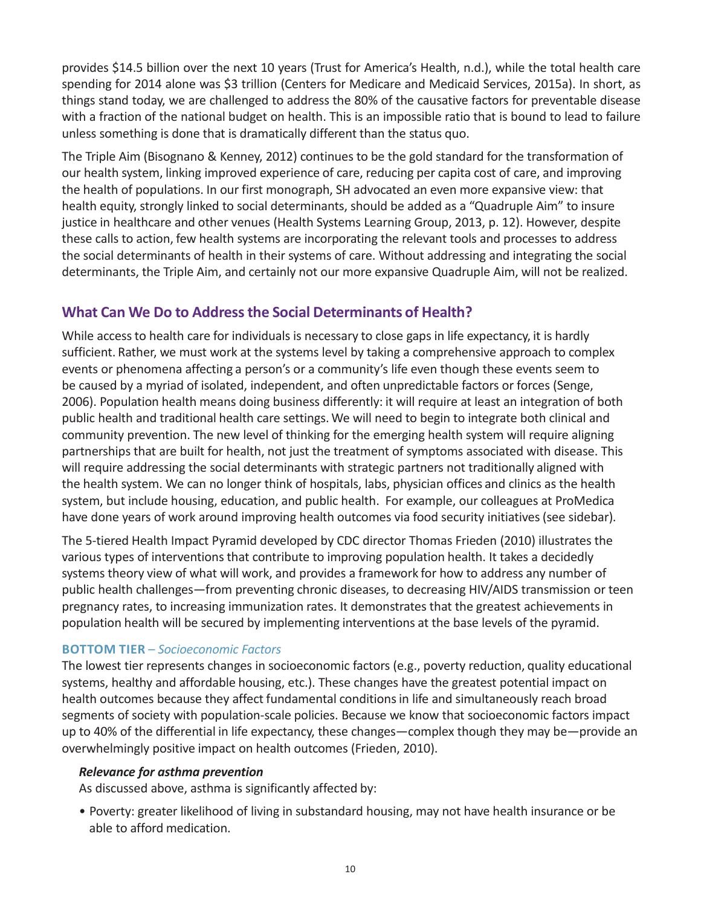provides $14.5 billion over the next 10 years (Trust for America's Health, n.d.), while the total health care spending for 2014 alone was $3 trillion (Centers for Medicare and Medicaid Services, 2015a). In short, as things stand today, we are challenged to address the 80% of the causative factors for preventable disease with a fraction of the national budget on health. This is an impossible ratio that is bound to lead to failure unless something is done that is dramatically different than the status quo.

The Triple Aim (Bisognano & Kenney, 2012) continues to be the gold standard for the transformation of our health system, linking improved experience of care, reducing per capita cost of care, and improving the health of populations. In our first monograph, SH advocated an even more expansive view: that health equity, strongly linked to social determinants, should be added as a "Quadruple Aim" to insure justice in healthcare and other venues (Health Systems Learning Group, 2013, p. 12). However, despite these calls to action, few health systems are incorporating the relevant tools and processes to address the social determinants of health in their systems of care. Without addressing and integrating the social determinants, the Triple Aim, and certainly not our more expansive Quadruple Aim, will not be realized.

## What Can We Do to Address the Social Determinants of Health?

While access to health care for individuals is necessary to close gaps in life expectancy, it is hardly sufficient. Rather, we must work at the systems level by taking a comprehensive approach to complex events or phenomena affecting a person's or a community's life even though these events seem to be caused by a myriad of isolated, independent, and often unpredictable factors or forces (Senge, 2006). Population health means doing business differently: it will require at least an integration of both public health and traditional health care settings. We will need to begin to integrate both clinical and community prevention. The new level of thinking for the emerging health system will require aligning partnerships that are built for health, not just the treatment of symptoms associated with disease. This will require addressing the social determinants with strategic partners not traditionally aligned with the health system. We can no longer think of hospitals, labs, physician offices and clinics as the health system, but include housing, education, and public health. For example, our colleagues at ProMedica have done years of work around improving health outcomes via food security initiatives (see sidebar).

The 5-tiered Health Impact Pyramid developed by CDC director Thomas Frieden (2010) illustrates the various types of interventions that contribute to improving population health. It takes a decidedly systems theory view of what will work, and provides a framework for how to address any number of public health challenges—from preventing chronic diseases, to decreasing HIV/AIDS transmission or teen pregnancy rates, to increasing immunization rates. It demonstrates that the greatest achievements in population health will be secured by implementing interventions at the base levels of the pyramid.

#### BOTTOM TIER – *Socioeconomic Factors*

The lowest tier represents changes in socioeconomic factors (e.g., poverty reduction, quality educational systems, healthy and affordable housing, etc.). These changes have the greatest potential impact on health outcomes because they affect fundamental conditions in life and simultaneously reach broad segments of society with population-scale policies. Because we know that socioeconomic factors impact up to 40% of the differential in life expectancy, these changes—complex though they may be—provide an overwhelmingly positive impact on health outcomes (Frieden, 2010).

***Relevance for asthma prevention***

As discussed above, asthma is significantly affected by:

- Poverty: greater likelihood of living in substandard housing, may not have health insurance or be able to afford medication.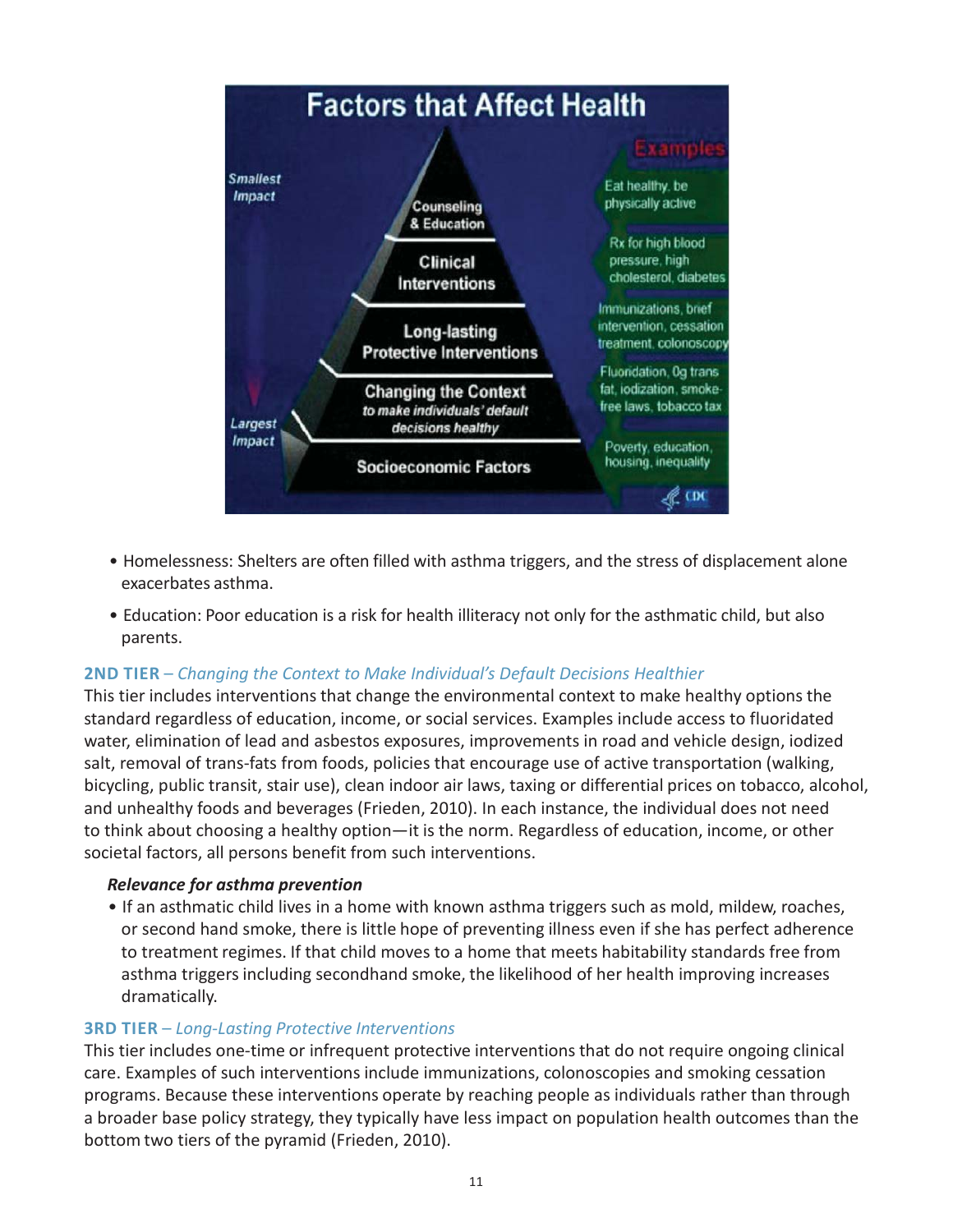- Homelessness: Shelters are often filled with asthma triggers, and the stress of displacement alone exacerbates asthma.
- Education: Poor education is a risk for health illiteracy not only for the asthmatic child, but also parents.

### 2ND TIER – *Changing the Context to Make Individual's Default Decisions Healthier*

This tier includes interventions that change the environmental context to make healthy options the standard regardless of education, income, or social services. Examples include access to fluoridated water, elimination of lead and asbestos exposures, improvements in road and vehicle design, iodized salt, removal of trans-fats from foods, policies that encourage use of active transportation (walking, bicycling, public transit, stair use), clean indoor air laws, taxing or differential prices on tobacco, alcohol, and unhealthy foods and beverages (Frieden, 2010). In each instance, the individual does not need to think about choosing a healthy option—it is the norm. Regardless of education, income, or other societal factors, all persons benefit from such interventions.

***Relevance for asthma prevention***

- If an asthmatic child lives in a home with known asthma triggers such as mold, mildew, roaches, or second hand smoke, there is little hope of preventing illness even if she has perfect adherence to treatment regimes. If that child moves to a home that meets habitability standards free from asthma triggers including secondhand smoke, the likelihood of her health improving increases dramatically.

### 3RD TIER – *Long-Lasting Protective Interventions*

This tier includes one-time or infrequent protective interventions that do not require ongoing clinical care. Examples of such interventions include immunizations, colonoscopies and smoking cessation programs. Because these interventions operate by reaching people as individuals rather than through a broader base policy strategy, they typically have less impact on population health outcomes than the bottom two tiers of the pyramid (Frieden, 2010).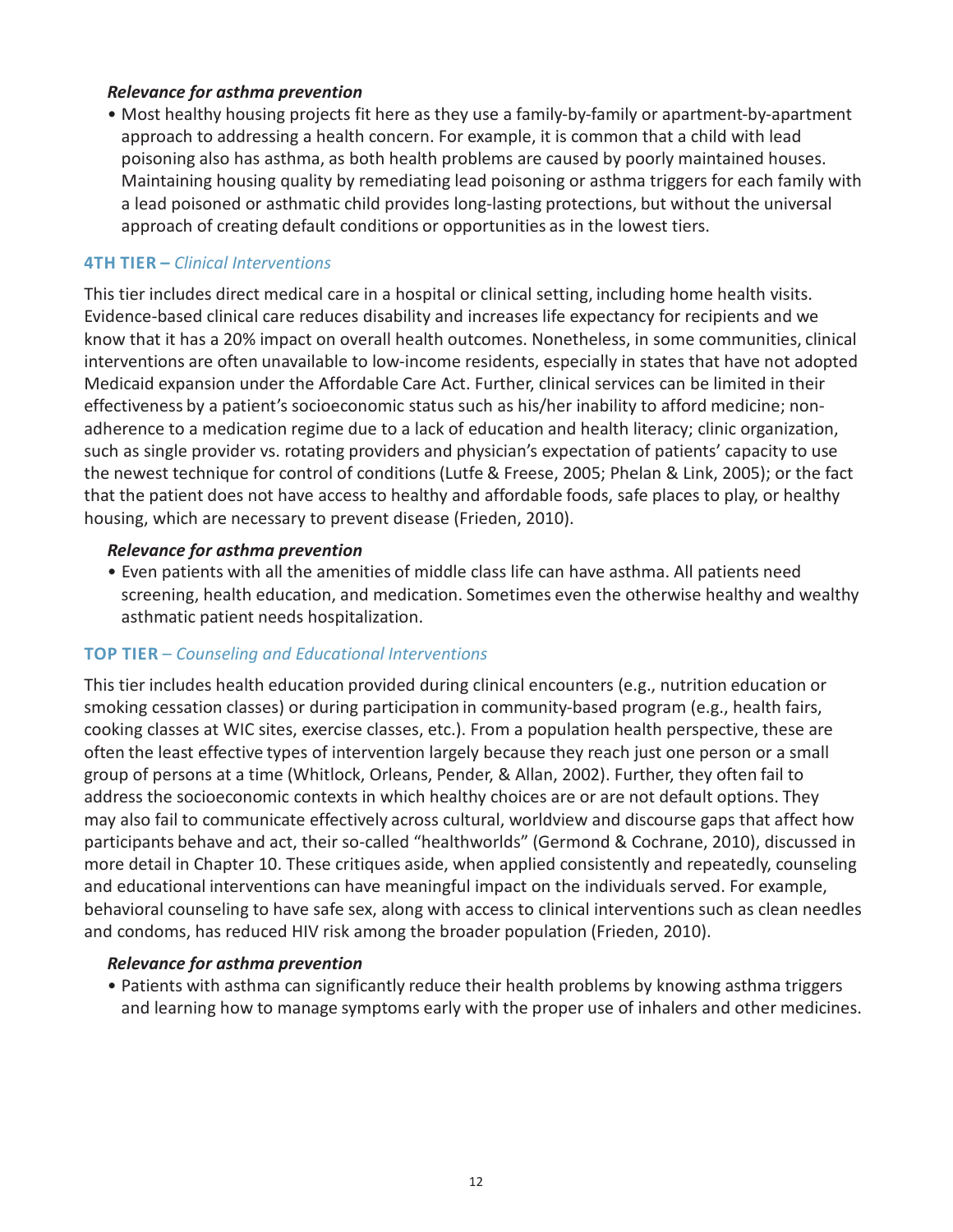***Relevance for asthma prevention***

- Most healthy housing projects fit here as they use a family-by-family or apartment-by-apartment approach to addressing a health concern. For example, it is common that a child with lead poisoning also has asthma, as both health problems are caused by poorly maintained houses. Maintaining housing quality by remediating lead poisoning or asthma triggers for each family with a lead poisoned or asthmatic child provides long-lasting protections, but without the universal approach of creating default conditions or opportunities as in the lowest tiers.

### **4TH TIER –** *Clinical Interventions*

This tier includes direct medical care in a hospital or clinical setting, including home health visits. Evidence-based clinical care reduces disability and increases life expectancy for recipients and we know that it has a 20% impact on overall health outcomes. Nonetheless, in some communities, clinical interventions are often unavailable to low-income residents, especially in states that have not adopted Medicaid expansion under the Affordable Care Act. Further, clinical services can be limited in their effectiveness by a patient's socioeconomic status such as his/her inability to afford medicine; non-adherence to a medication regime due to a lack of education and health literacy; clinic organization, such as single provider vs. rotating providers and physician's expectation of patients' capacity to use the newest technique for control of conditions (Lutfe & Freese, 2005; Phelan & Link, 2005); or the fact that the patient does not have access to healthy and affordable foods, safe places to play, or healthy housing, which are necessary to prevent disease (Frieden, 2010).

***Relevance for asthma prevention***

- Even patients with all the amenities of middle class life can have asthma. All patients need screening, health education, and medication. Sometimes even the otherwise healthy and wealthy asthmatic patient needs hospitalization.

### **TOP TIER** – *Counseling and Educational Interventions*

This tier includes health education provided during clinical encounters (e.g., nutrition education or smoking cessation classes) or during participation in community-based program (e.g., health fairs, cooking classes at WIC sites, exercise classes, etc.). From a population health perspective, these are often the least effective types of intervention largely because they reach just one person or a small group of persons at a time (Whitlock, Orleans, Pender, & Allan, 2002). Further, they often fail to address the socioeconomic contexts in which healthy choices are or are not default options. They may also fail to communicate effectively across cultural, worldview and discourse gaps that affect how participants behave and act, their so-called "healthworlds" (Germond & Cochrane, 2010), discussed in more detail in Chapter 10. These critiques aside, when applied consistently and repeatedly, counseling and educational interventions can have meaningful impact on the individuals served. For example, behavioral counseling to have safe sex, along with access to clinical interventions such as clean needles and condoms, has reduced HIV risk among the broader population (Frieden, 2010).

***Relevance for asthma prevention***

- Patients with asthma can significantly reduce their health problems by knowing asthma triggers and learning how to manage symptoms early with the proper use of inhalers and other medicines.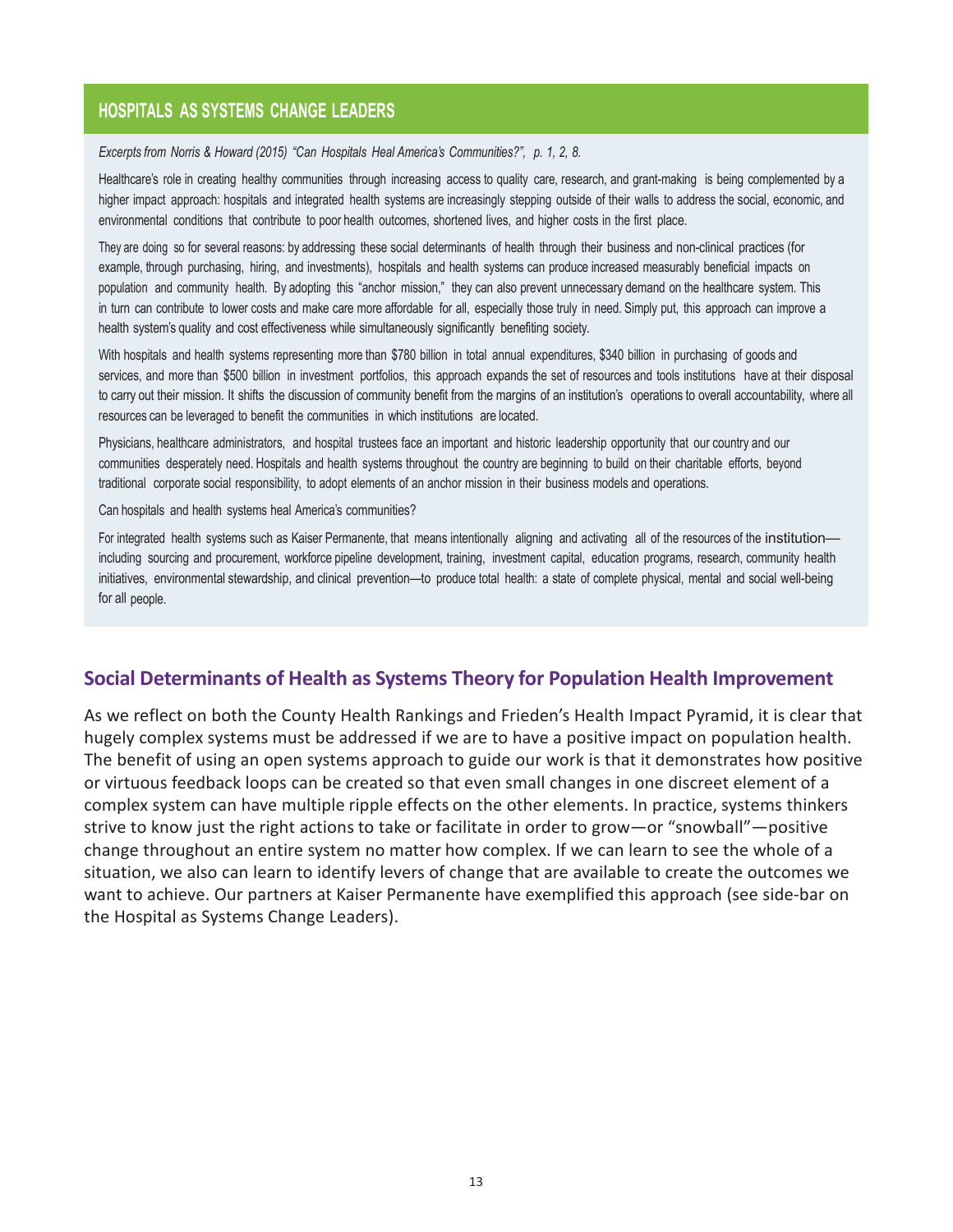## HOSPITALS AS SYSTEMS CHANGE LEADERS

*Excerpts from Norris & Howard (2015) "Can Hospitals Heal America's Communities?", p. 1, 2, 8.*

Healthcare's role in creating healthy communities through increasing access to quality care, research, and grant-making is being complemented by a higher impact approach: hospitals and integrated health systems are increasingly stepping outside of their walls to address the social, economic, and environmental conditions that contribute to poor health outcomes, shortened lives, and higher costs in the first place.

They are doing so for several reasons: by addressing these social determinants of health through their business and non-clinical practices (for example, through purchasing, hiring, and investments), hospitals and health systems can produce increased measurably beneficial impacts on population and community health. By adopting this "anchor mission," they can also prevent unnecessary demand on the healthcare system. This in turn can contribute to lower costs and make care more affordable for all, especially those truly in need. Simply put, this approach can improve a health system's quality and cost effectiveness while simultaneously significantly benefiting society.

With hospitals and health systems representing more than $780 billion in total annual expenditures, $340 billion in purchasing of goods and services, and more than $500 billion in investment portfolios, this approach expands the set of resources and tools institutions have at their disposal to carry out their mission. It shifts the discussion of community benefit from the margins of an institution's operations to overall accountability, where all resources can be leveraged to benefit the communities in which institutions are located.

Physicians, healthcare administrators, and hospital trustees face an important and historic leadership opportunity that our country and our communities desperately need. Hospitals and health systems throughout the country are beginning to build on their charitable efforts, beyond traditional corporate social responsibility, to adopt elements of an anchor mission in their business models and operations.

Can hospitals and health systems heal America's communities?

For integrated health systems such as Kaiser Permanente, that means intentionally aligning and activating all of the resources of the institution—including sourcing and procurement, workforce pipeline development, training, investment capital, education programs, research, community health initiatives, environmental stewardship, and clinical prevention—to produce total health: a state of complete physical, mental and social well-being for all people.

## Social Determinants of Health as Systems Theory for Population Health Improvement

As we reflect on both the County Health Rankings and Frieden's Health Impact Pyramid, it is clear that hugely complex systems must be addressed if we are to have a positive impact on population health. The benefit of using an open systems approach to guide our work is that it demonstrates how positive or virtuous feedback loops can be created so that even small changes in one discreet element of a complex system can have multiple ripple effects on the other elements. In practice, systems thinkers strive to know just the right actions to take or facilitate in order to grow—or "snowball"—positive change throughout an entire system no matter how complex. If we can learn to see the whole of a situation, we also can learn to identify levers of change that are available to create the outcomes we want to achieve. Our partners at Kaiser Permanente have exemplified this approach (see side-bar on the Hospital as Systems Change Leaders).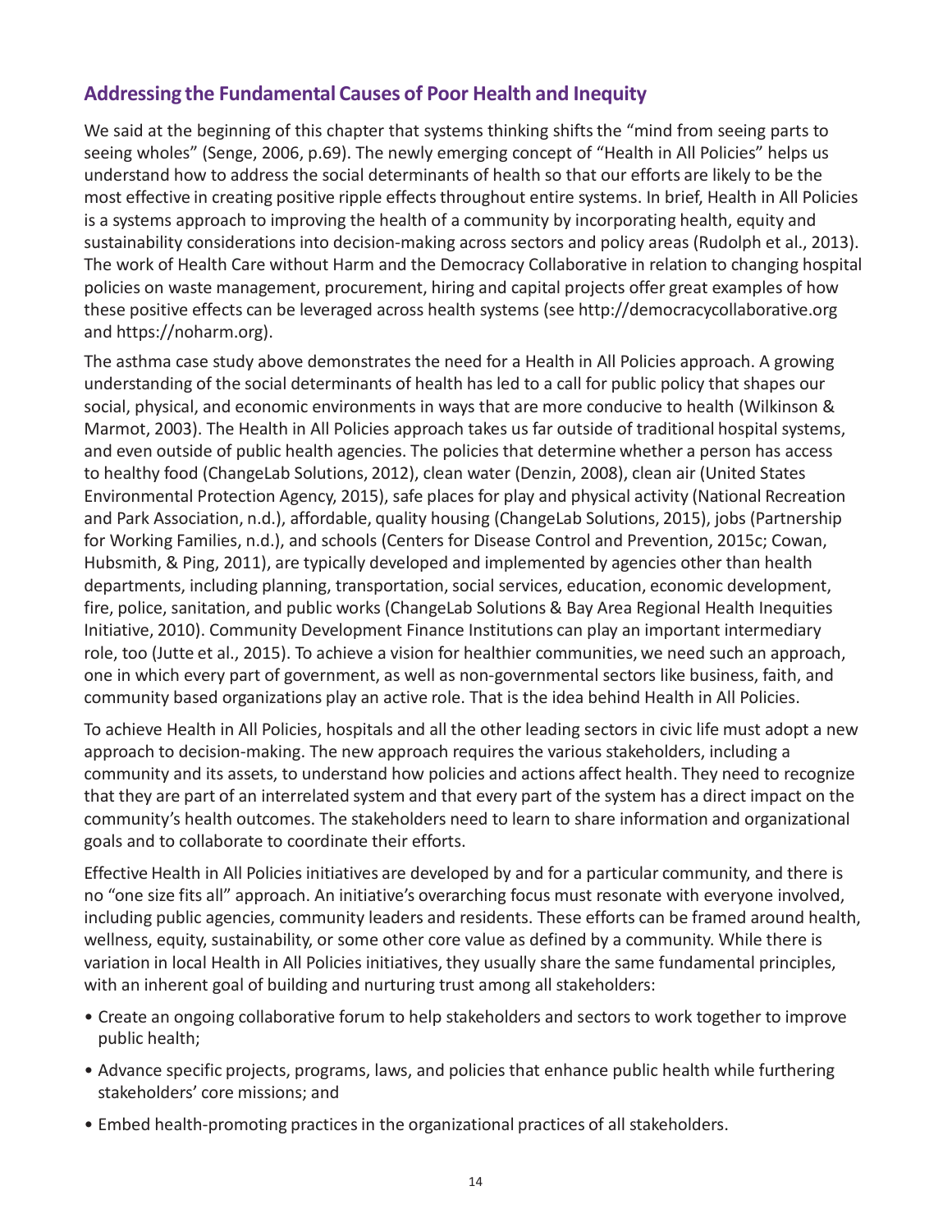## Addressing the Fundamental Causes of Poor Health and Inequity

We said at the beginning of this chapter that systems thinking shifts the "mind from seeing parts to seeing wholes" (Senge, 2006, p.69). The newly emerging concept of "Health in All Policies" helps us understand how to address the social determinants of health so that our efforts are likely to be the most effective in creating positive ripple effects throughout entire systems. In brief, Health in All Policies is a systems approach to improving the health of a community by incorporating health, equity and sustainability considerations into decision-making across sectors and policy areas (Rudolph et al., 2013). The work of Health Care without Harm and the Democracy Collaborative in relation to changing hospital policies on waste management, procurement, hiring and capital projects offer great examples of how these positive effects can be leveraged across health systems (see http://democracycollaborative.org and https://noharm.org).

The asthma case study above demonstrates the need for a Health in All Policies approach. A growing understanding of the social determinants of health has led to a call for public policy that shapes our social, physical, and economic environments in ways that are more conducive to health (Wilkinson & Marmot, 2003). The Health in All Policies approach takes us far outside of traditional hospital systems, and even outside of public health agencies. The policies that determine whether a person has access to healthy food (ChangeLab Solutions, 2012), clean water (Denzin, 2008), clean air (United States Environmental Protection Agency, 2015), safe places for play and physical activity (National Recreation and Park Association, n.d.), affordable, quality housing (ChangeLab Solutions, 2015), jobs (Partnership for Working Families, n.d.), and schools (Centers for Disease Control and Prevention, 2015c; Cowan, Hubsmith, & Ping, 2011), are typically developed and implemented by agencies other than health departments, including planning, transportation, social services, education, economic development, fire, police, sanitation, and public works (ChangeLab Solutions & Bay Area Regional Health Inequities Initiative, 2010). Community Development Finance Institutions can play an important intermediary role, too (Jutte et al., 2015). To achieve a vision for healthier communities, we need such an approach, one in which every part of government, as well as non-governmental sectors like business, faith, and community based organizations play an active role. That is the idea behind Health in All Policies.

To achieve Health in All Policies, hospitals and all the other leading sectors in civic life must adopt a new approach to decision-making. The new approach requires the various stakeholders, including a community and its assets, to understand how policies and actions affect health. They need to recognize that they are part of an interrelated system and that every part of the system has a direct impact on the community's health outcomes. The stakeholders need to learn to share information and organizational goals and to collaborate to coordinate their efforts.

Effective Health in All Policies initiatives are developed by and for a particular community, and there is no "one size fits all" approach. An initiative's overarching focus must resonate with everyone involved, including public agencies, community leaders and residents. These efforts can be framed around health, wellness, equity, sustainability, or some other core value as defined by a community. While there is variation in local Health in All Policies initiatives, they usually share the same fundamental principles, with an inherent goal of building and nurturing trust among all stakeholders:

- Create an ongoing collaborative forum to help stakeholders and sectors to work together to improve public health;
- Advance specific projects, programs, laws, and policies that enhance public health while furthering stakeholders' core missions; and
- Embed health-promoting practices in the organizational practices of all stakeholders.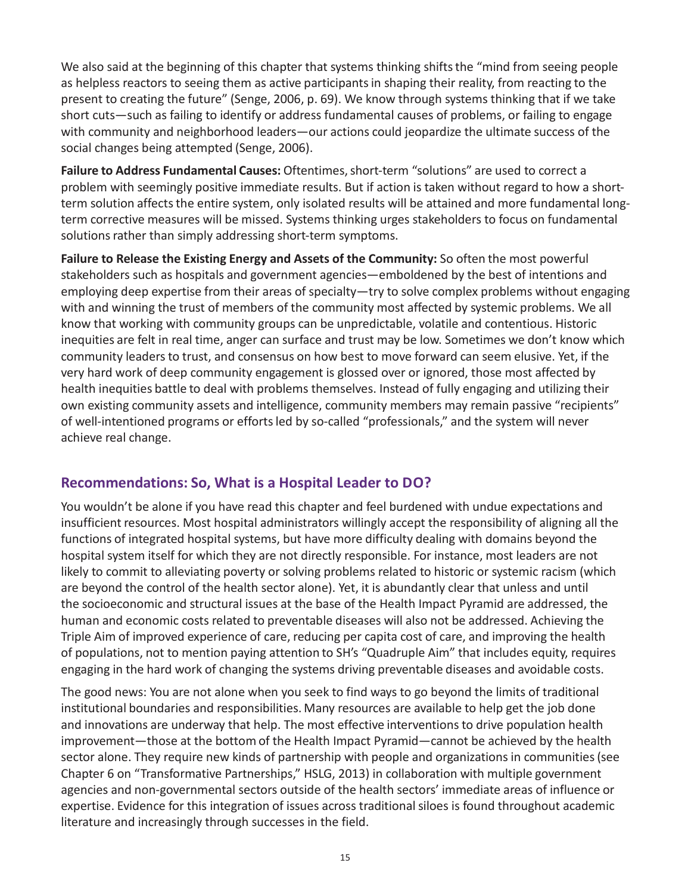We also said at the beginning of this chapter that systems thinking shifts the "mind from seeing people as helpless reactors to seeing them as active participants in shaping their reality, from reacting to the present to creating the future" (Senge, 2006, p. 69). We know through systems thinking that if we take short cuts—such as failing to identify or address fundamental causes of problems, or failing to engage with community and neighborhood leaders—our actions could jeopardize the ultimate success of the social changes being attempted (Senge, 2006).

**Failure to Address Fundamental Causes:** Oftentimes, short-term "solutions" are used to correct a problem with seemingly positive immediate results. But if action is taken without regard to how a short-term solution affects the entire system, only isolated results will be attained and more fundamental long-term corrective measures will be missed. Systems thinking urges stakeholders to focus on fundamental solutions rather than simply addressing short-term symptoms.

**Failure to Release the Existing Energy and Assets of the Community:** So often the most powerful stakeholders such as hospitals and government agencies—emboldened by the best of intentions and employing deep expertise from their areas of specialty—try to solve complex problems without engaging with and winning the trust of members of the community most affected by systemic problems. We all know that working with community groups can be unpredictable, volatile and contentious. Historic inequities are felt in real time, anger can surface and trust may be low. Sometimes we don't know which community leaders to trust, and consensus on how best to move forward can seem elusive. Yet, if the very hard work of deep community engagement is glossed over or ignored, those most affected by health inequities battle to deal with problems themselves. Instead of fully engaging and utilizing their own existing community assets and intelligence, community members may remain passive "recipients" of well-intentioned programs or efforts led by so-called "professionals," and the system will never achieve real change.

## Recommendations: So, What is a Hospital Leader to DO?

You wouldn't be alone if you have read this chapter and feel burdened with undue expectations and insufficient resources. Most hospital administrators willingly accept the responsibility of aligning all the functions of integrated hospital systems, but have more difficulty dealing with domains beyond the hospital system itself for which they are not directly responsible. For instance, most leaders are not likely to commit to alleviating poverty or solving problems related to historic or systemic racism (which are beyond the control of the health sector alone). Yet, it is abundantly clear that unless and until the socioeconomic and structural issues at the base of the Health Impact Pyramid are addressed, the human and economic costs related to preventable diseases will also not be addressed. Achieving the Triple Aim of improved experience of care, reducing per capita cost of care, and improving the health of populations, not to mention paying attention to SH's "Quadruple Aim" that includes equity, requires engaging in the hard work of changing the systems driving preventable diseases and avoidable costs.

The good news: You are not alone when you seek to find ways to go beyond the limits of traditional institutional boundaries and responsibilities. Many resources are available to help get the job done and innovations are underway that help. The most effective interventions to drive population health improvement—those at the bottom of the Health Impact Pyramid—cannot be achieved by the health sector alone. They require new kinds of partnership with people and organizations in communities (see Chapter 6 on "Transformative Partnerships," HSLG, 2013) in collaboration with multiple government agencies and non-governmental sectors outside of the health sectors' immediate areas of influence or expertise. Evidence for this integration of issues across traditional siloes is found throughout academic literature and increasingly through successes in the field.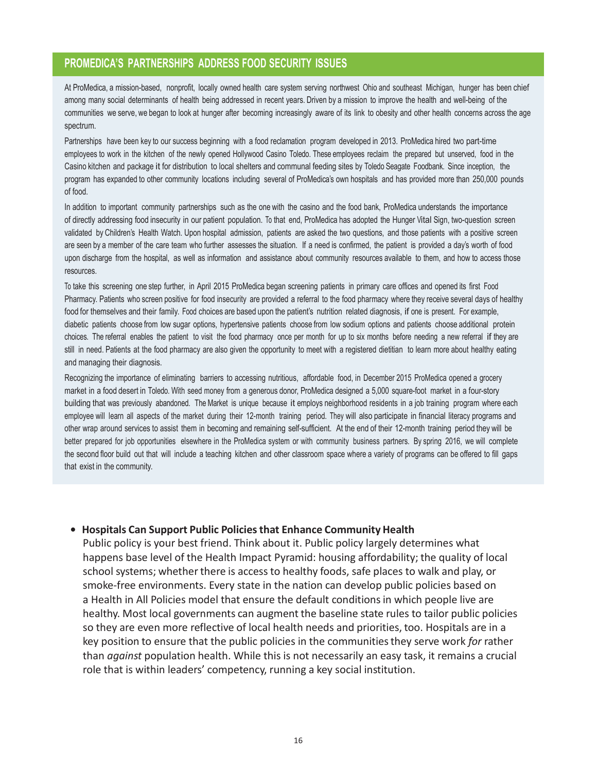## PROMEDICA'S PARTNERSHIPS ADDRESS FOOD SECURITY ISSUES

At ProMedica, a mission-based, nonprofit, locally owned health care system serving northwest Ohio and southeast Michigan, hunger has been chief among many social determinants of health being addressed in recent years. Driven by a mission to improve the health and well-being of the communities we serve, we began to look at hunger after becoming increasingly aware of its link to obesity and other health concerns across the age spectrum.

Partnerships have been key to our success beginning with a food reclamation program developed in 2013. ProMedica hired two part-time employees to work in the kitchen of the newly opened Hollywood Casino Toledo. These employees reclaim the prepared but unserved, food in the Casino kitchen and package it for distribution to local shelters and communal feeding sites by Toledo Seagate Foodbank. Since inception, the program has expanded to other community locations including several of ProMedica's own hospitals and has provided more than 250,000 pounds of food.

In addition to important community partnerships such as the one with the casino and the food bank, ProMedica understands the importance of directly addressing food insecurity in our patient population. To that end, ProMedica has adopted the Hunger Vital Sign, two-question screen validated by Children's Health Watch. Upon hospital admission, patients are asked the two questions, and those patients with a positive screen are seen by a member of the care team who further assesses the situation. If a need is confirmed, the patient is provided a day's worth of food upon discharge from the hospital, as well as information and assistance about community resources available to them, and how to access those resources.

To take this screening one step further, in April 2015 ProMedica began screening patients in primary care offices and opened its first Food Pharmacy. Patients who screen positive for food insecurity are provided a referral to the food pharmacy where they receive several days of healthy food for themselves and their family. Food choices are based upon the patient's nutrition related diagnosis, if one is present. For example, diabetic patients choose from low sugar options, hypertensive patients choose from low sodium options and patients choose additional protein choices. The referral enables the patient to visit the food pharmacy once per month for up to six months before needing a new referral if they are still in need. Patients at the food pharmacy are also given the opportunity to meet with a registered dietitian to learn more about healthy eating and managing their diagnosis.

Recognizing the importance of eliminating barriers to accessing nutritious, affordable food, in December 2015 ProMedica opened a grocery market in a food desert in Toledo. With seed money from a generous donor, ProMedica designed a 5,000 square-foot market in a four-story building that was previously abandoned. The Market is unique because it employs neighborhood residents in a job training program where each employee will learn all aspects of the market during their 12-month training period. They will also participate in financial literacy programs and other wrap around services to assist them in becoming and remaining self-sufficient. At the end of their 12-month training period they will be better prepared for job opportunities elsewhere in the ProMedica system or with community business partners. By spring 2016, we will complete the second floor build out that will include a teaching kitchen and other classroom space where a variety of programs can be offered to fill gaps that exist in the community.

- **Hospitals Can Support Public Policies that Enhance Community Health**
  Public policy is your best friend. Think about it. Public policy largely determines what happens base level of the Health Impact Pyramid: housing affordability; the quality of local school systems; whether there is access to healthy foods, safe places to walk and play, or smoke-free environments. Every state in the nation can develop public policies based on a Health in All Policies model that ensure the default conditions in which people live are healthy. Most local governments can augment the baseline state rules to tailor public policies so they are even more reflective of local health needs and priorities, too. Hospitals are in a key position to ensure that the public policies in the communities they serve work *for* rather than *against* population health. While this is not necessarily an easy task, it remains a crucial role that is within leaders' competency, running a key social institution.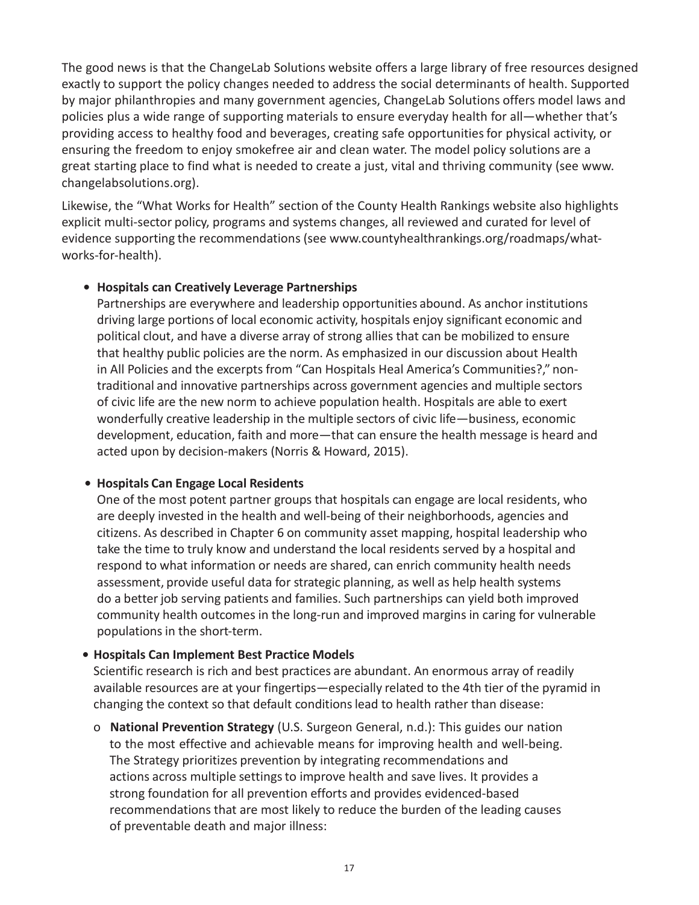The good news is that the ChangeLab Solutions website offers a large library of free resources designed exactly to support the policy changes needed to address the social determinants of health. Supported by major philanthropies and many government agencies, ChangeLab Solutions offers model laws and policies plus a wide range of supporting materials to ensure everyday health for all—whether that's providing access to healthy food and beverages, creating safe opportunities for physical activity, or ensuring the freedom to enjoy smokefree air and clean water. The model policy solutions are a great starting place to find what is needed to create a just, vital and thriving community (see www.changelabsolutions.org).

Likewise, the "What Works for Health" section of the County Health Rankings website also highlights explicit multi-sector policy, programs and systems changes, all reviewed and curated for level of evidence supporting the recommendations (see www.countyhealthrankings.org/roadmaps/what-works-for-health).

- **Hospitals can Creatively Leverage Partnerships**
  Partnerships are everywhere and leadership opportunities abound. As anchor institutions driving large portions of local economic activity, hospitals enjoy significant economic and political clout, and have a diverse array of strong allies that can be mobilized to ensure that healthy public policies are the norm. As emphasized in our discussion about Health in All Policies and the excerpts from "Can Hospitals Heal America's Communities?," non-traditional and innovative partnerships across government agencies and multiple sectors of civic life are the new norm to achieve population health. Hospitals are able to exert wonderfully creative leadership in the multiple sectors of civic life—business, economic development, education, faith and more—that can ensure the health message is heard and acted upon by decision-makers (Norris & Howard, 2015).

- **Hospitals Can Engage Local Residents**
  One of the most potent partner groups that hospitals can engage are local residents, who are deeply invested in the health and well-being of their neighborhoods, agencies and citizens. As described in Chapter 6 on community asset mapping, hospital leadership who take the time to truly know and understand the local residents served by a hospital and respond to what information or needs are shared, can enrich community health needs assessment, provide useful data for strategic planning, as well as help health systems do a better job serving patients and families. Such partnerships can yield both improved community health outcomes in the long-run and improved margins in caring for vulnerable populations in the short-term.

- **Hospitals Can Implement Best Practice Models**
  Scientific research is rich and best practices are abundant. An enormous array of readily available resources are at your fingertips—especially related to the 4th tier of the pyramid in changing the context so that default conditions lead to health rather than disease:

  - **National Prevention Strategy** (U.S. Surgeon General, n.d.): This guides our nation to the most effective and achievable means for improving health and well-being. The Strategy prioritizes prevention by integrating recommendations and actions across multiple settings to improve health and save lives. It provides a strong foundation for all prevention efforts and provides evidenced-based recommendations that are most likely to reduce the burden of the leading causes of preventable death and major illness: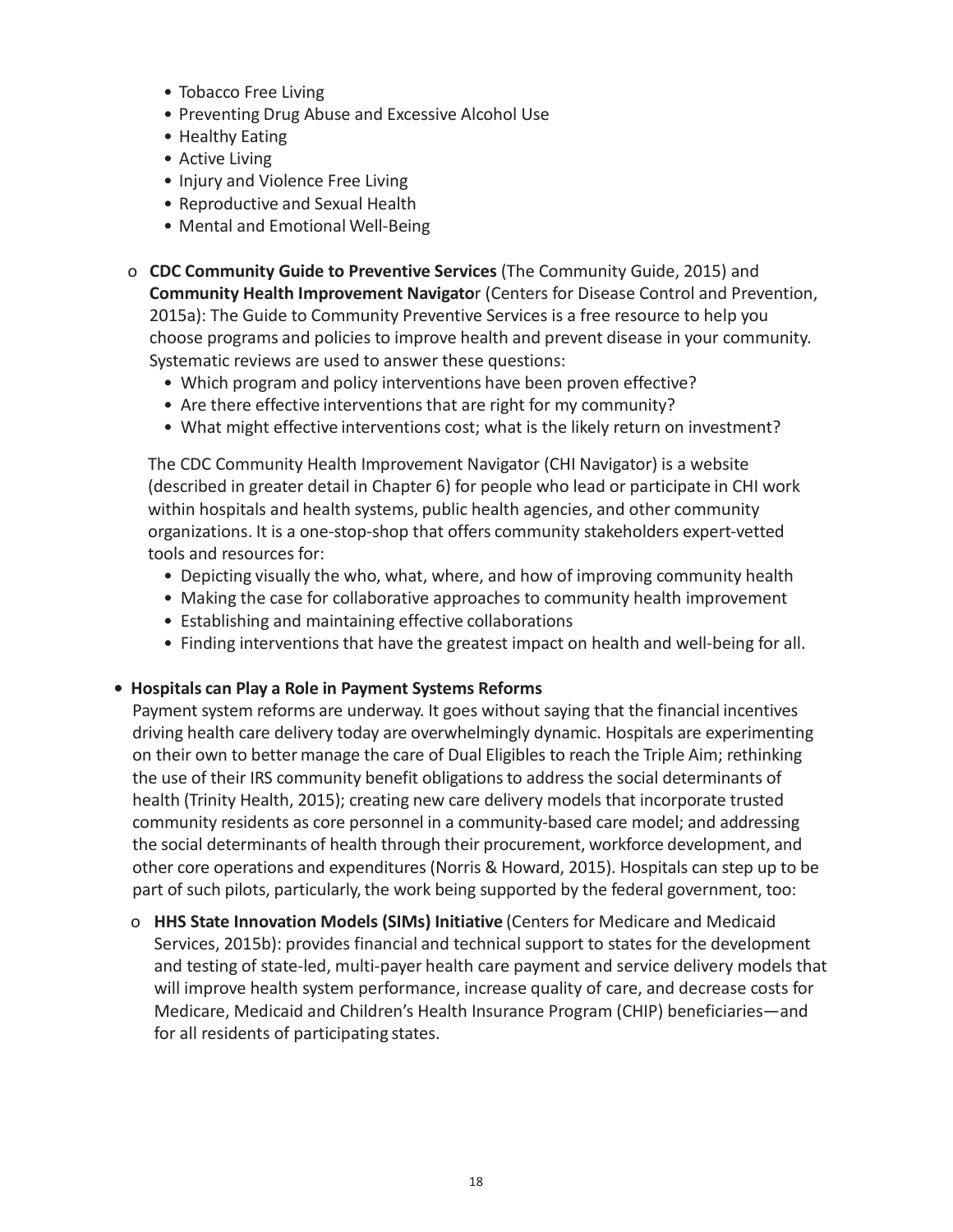- Tobacco Free Living
- Preventing Drug Abuse and Excessive Alcohol Use
- Healthy Eating
- Active Living
- Injury and Violence Free Living
- Reproductive and Sexual Health
- Mental and Emotional Well-Being

- **CDC Community Guide to Preventive Services** (The Community Guide, 2015) and **Community Health Improvement Navigato**r (Centers for Disease Control and Prevention, 2015a): The Guide to Community Preventive Services is a free resource to help you choose programs and policies to improve health and prevent disease in your community. Systematic reviews are used to answer these questions:
  - Which program and policy interventions have been proven effective?
  - Are there effective interventions that are right for my community?
  - What might effective interventions cost; what is the likely return on investment?

  The CDC Community Health Improvement Navigator (CHI Navigator) is a website (described in greater detail in Chapter 6) for people who lead or participate in CHI work within hospitals and health systems, public health agencies, and other community organizations. It is a one-stop-shop that offers community stakeholders expert-vetted tools and resources for:
  - Depicting visually the who, what, where, and how of improving community health
  - Making the case for collaborative approaches to community health improvement
  - Establishing and maintaining effective collaborations
  - Finding interventions that have the greatest impact on health and well-being for all.

- **Hospitals can Play a Role in Payment Systems Reforms**

  Payment system reforms are underway. It goes without saying that the financial incentives driving health care delivery today are overwhelmingly dynamic. Hospitals are experimenting on their own to better manage the care of Dual Eligibles to reach the Triple Aim; rethinking the use of their IRS community benefit obligations to address the social determinants of health (Trinity Health, 2015); creating new care delivery models that incorporate trusted community residents as core personnel in a community-based care model; and addressing the social determinants of health through their procurement, workforce development, and other core operations and expenditures (Norris & Howard, 2015). Hospitals can step up to be part of such pilots, particularly, the work being supported by the federal government, too:

  - **HHS State Innovation Models (SIMs) Initiative** (Centers for Medicare and Medicaid Services, 2015b): provides financial and technical support to states for the development and testing of state-led, multi-payer health care payment and service delivery models that will improve health system performance, increase quality of care, and decrease costs for Medicare, Medicaid and Children's Health Insurance Program (CHIP) beneficiaries—and for all residents of participating states.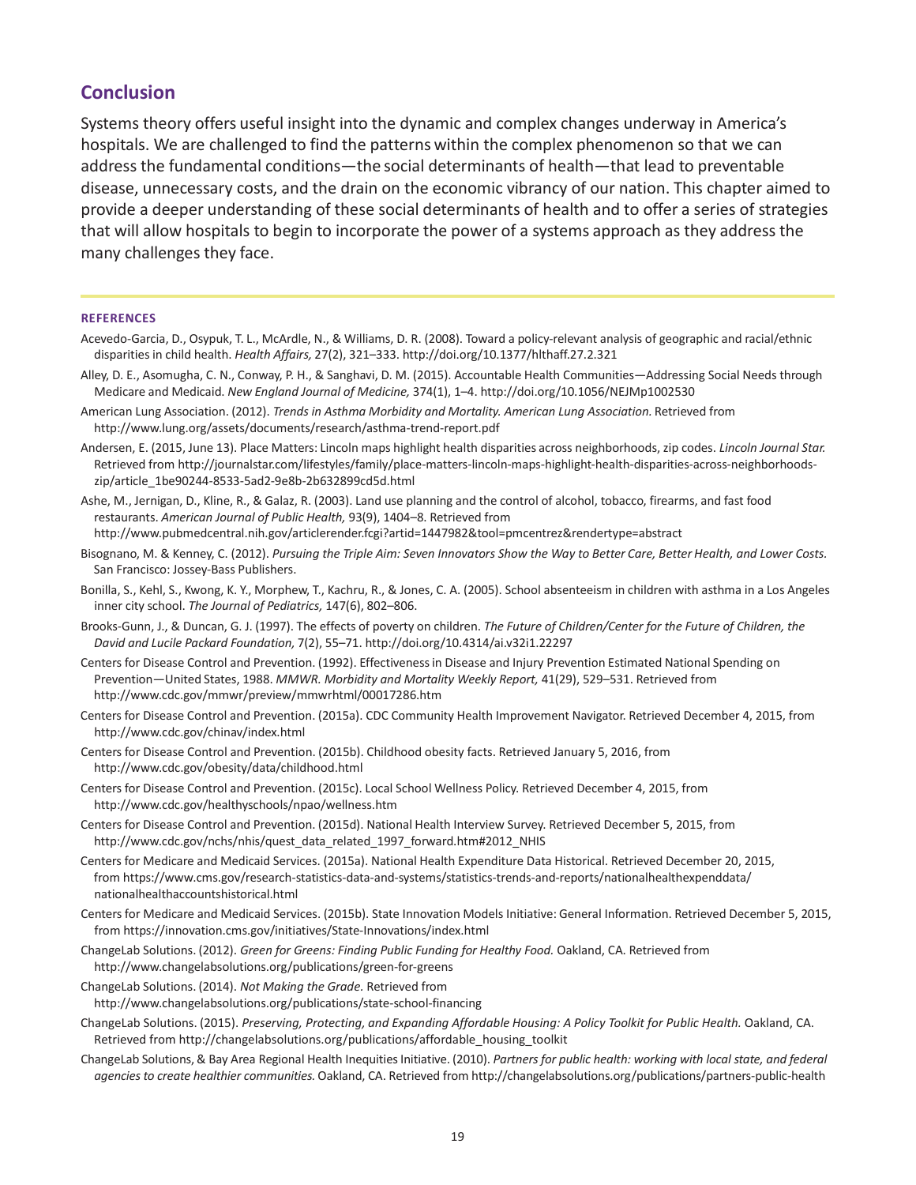## Conclusion

Systems theory offers useful insight into the dynamic and complex changes underway in America's hospitals. We are challenged to find the patterns within the complex phenomenon so that we can address the fundamental conditions—the social determinants of health—that lead to preventable disease, unnecessary costs, and the drain on the economic vibrancy of our nation. This chapter aimed to provide a deeper understanding of these social determinants of health and to offer a series of strategies that will allow hospitals to begin to incorporate the power of a systems approach as they address the many challenges they face.

---

### REFERENCES

Acevedo-Garcia, D., Osypuk, T. L., McArdle, N., & Williams, D. R. (2008). Toward a policy-relevant analysis of geographic and racial/ethnic disparities in child health. *Health Affairs,* 27(2), 321–333. http://doi.org/10.1377/hlthaff.27.2.321

Alley, D. E., Asomugha, C. N., Conway, P. H., & Sanghavi, D. M. (2015). Accountable Health Communities—Addressing Social Needs through Medicare and Medicaid. *New England Journal of Medicine,* 374(1), 1–4. http://doi.org/10.1056/NEJMp1002530

American Lung Association. (2012). *Trends in Asthma Morbidity and Mortality. American Lung Association.* Retrieved from http://www.lung.org/assets/documents/research/asthma-trend-report.pdf

Andersen, E. (2015, June 13). Place Matters: Lincoln maps highlight health disparities across neighborhoods, zip codes. *Lincoln Journal Star.* Retrieved from http://journalstar.com/lifestyles/family/place-matters-lincoln-maps-highlight-health-disparities-across-neighborhoods-zip/article_1be90244-8533-5ad2-9e8b-2b632899cd5d.html

Ashe, M., Jernigan, D., Kline, R., & Galaz, R. (2003). Land use planning and the control of alcohol, tobacco, firearms, and fast food restaurants. *American Journal of Public Health,* 93(9), 1404–8. Retrieved from http://www.pubmedcentral.nih.gov/articlerender.fcgi?artid=1447982&tool=pmcentrez&rendertype=abstract

Bisognano, M. & Kenney, C. (2012). *Pursuing the Triple Aim: Seven Innovators Show the Way to Better Care, Better Health, and Lower Costs.* San Francisco: Jossey-Bass Publishers.

Bonilla, S., Kehl, S., Kwong, K. Y., Morphew, T., Kachru, R., & Jones, C. A. (2005). School absenteeism in children with asthma in a Los Angeles inner city school. *The Journal of Pediatrics,* 147(6), 802–806.

Brooks-Gunn, J., & Duncan, G. J. (1997). The effects of poverty on children. *The Future of Children/Center for the Future of Children, the David and Lucile Packard Foundation,* 7(2), 55–71. http://doi.org/10.4314/ai.v32i1.22297

Centers for Disease Control and Prevention. (1992). Effectiveness in Disease and Injury Prevention Estimated National Spending on Prevention—United States, 1988. *MMWR. Morbidity and Mortality Weekly Report,* 41(29), 529–531. Retrieved from http://www.cdc.gov/mmwr/preview/mmwrhtml/00017286.htm

Centers for Disease Control and Prevention. (2015a). CDC Community Health Improvement Navigator. Retrieved December 4, 2015, from http://www.cdc.gov/chinav/index.html

Centers for Disease Control and Prevention. (2015b). Childhood obesity facts. Retrieved January 5, 2016, from http://www.cdc.gov/obesity/data/childhood.html

Centers for Disease Control and Prevention. (2015c). Local School Wellness Policy. Retrieved December 4, 2015, from http://www.cdc.gov/healthyschools/npao/wellness.htm

Centers for Disease Control and Prevention. (2015d). National Health Interview Survey. Retrieved December 5, 2015, from http://www.cdc.gov/nchs/nhis/quest_data_related_1997_forward.htm#2012_NHIS

Centers for Medicare and Medicaid Services. (2015a). National Health Expenditure Data Historical. Retrieved December 20, 2015, from https://www.cms.gov/research-statistics-data-and-systems/statistics-trends-and-reports/nationalhealthexpenddata/nationalhealthaccountshistorical.html

Centers for Medicare and Medicaid Services. (2015b). State Innovation Models Initiative: General Information. Retrieved December 5, 2015, from https://innovation.cms.gov/initiatives/State-Innovations/index.html

ChangeLab Solutions. (2012). *Green for Greens: Finding Public Funding for Healthy Food.* Oakland, CA. Retrieved from http://www.changelabsolutions.org/publications/green-for-greens

ChangeLab Solutions. (2014). *Not Making the Grade.* Retrieved from http://www.changelabsolutions.org/publications/state-school-financing

ChangeLab Solutions. (2015). *Preserving, Protecting, and Expanding Affordable Housing: A Policy Toolkit for Public Health.* Oakland, CA. Retrieved from http://changelabsolutions.org/publications/affordable_housing_toolkit

ChangeLab Solutions, & Bay Area Regional Health Inequities Initiative. (2010). *Partners for public health: working with local state, and federal agencies to create healthier communities.* Oakland, CA. Retrieved from http://changelabsolutions.org/publications/partners-public-health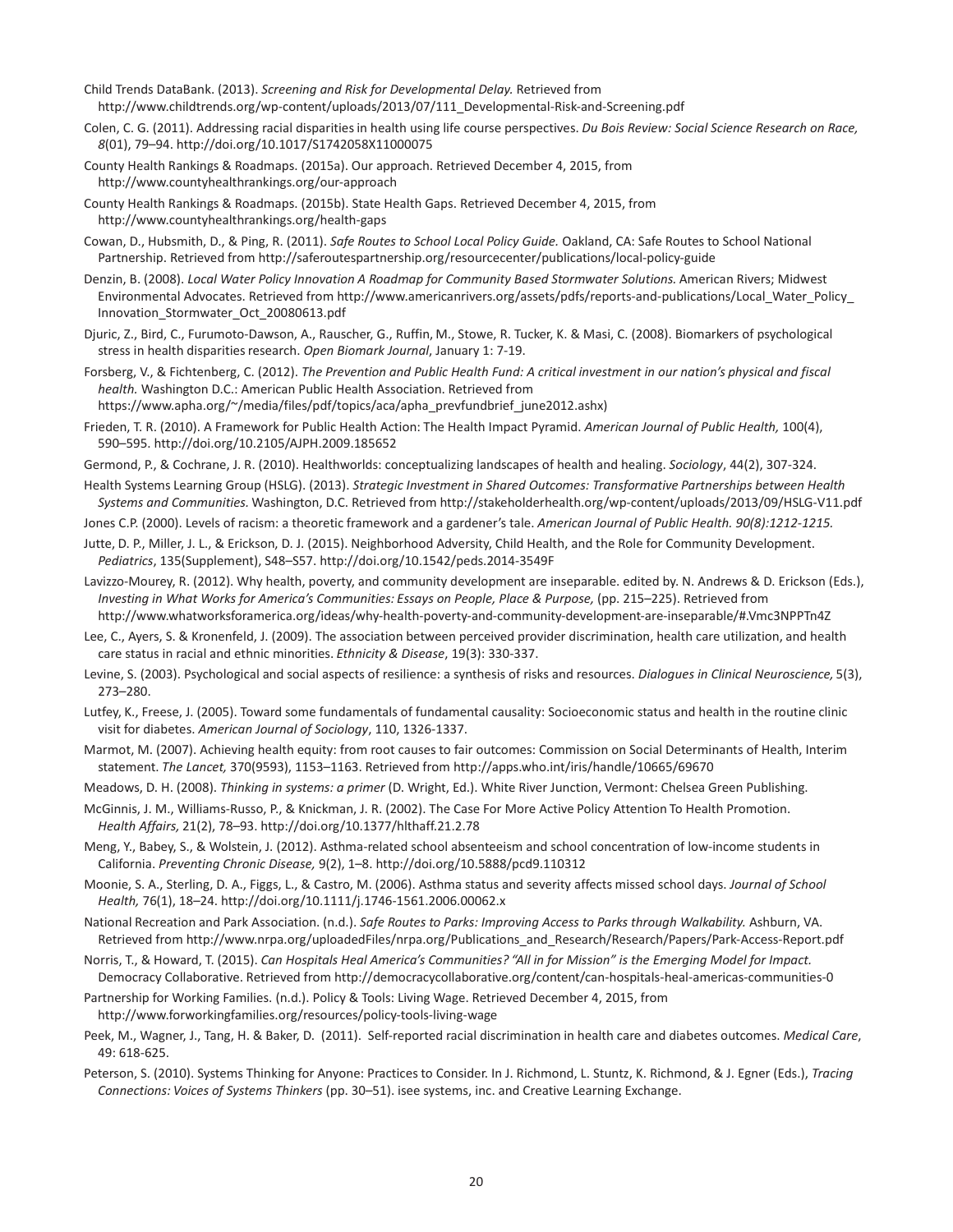Child Trends DataBank. (2013). *Screening and Risk for Developmental Delay.* Retrieved from http://www.childtrends.org/wp-content/uploads/2013/07/111_Developmental-Risk-and-Screening.pdf

Colen, C. G. (2011). Addressing racial disparities in health using life course perspectives. *Du Bois Review: Social Science Research on Race, 8*(01), 79–94. http://doi.org/10.1017/S1742058X11000075

County Health Rankings & Roadmaps. (2015a). Our approach. Retrieved December 4, 2015, from http://www.countyhealthrankings.org/our-approach

County Health Rankings & Roadmaps. (2015b). State Health Gaps. Retrieved December 4, 2015, from http://www.countyhealthrankings.org/health-gaps

Cowan, D., Hubsmith, D., & Ping, R. (2011). *Safe Routes to School Local Policy Guide.* Oakland, CA: Safe Routes to School National Partnership. Retrieved from http://saferoutespartnership.org/resourcecenter/publications/local-policy-guide

Denzin, B. (2008). *Local Water Policy Innovation A Roadmap for Community Based Stormwater Solutions.* American Rivers; Midwest Environmental Advocates. Retrieved from http://www.americanrivers.org/assets/pdfs/reports-and-publications/Local_Water_Policy_Innovation_Stormwater_Oct_20080613.pdf

Djuric, Z., Bird, C., Furumoto-Dawson, A., Rauscher, G., Ruffin, M., Stowe, R. Tucker, K. & Masi, C. (2008). Biomarkers of psychological stress in health disparities research. *Open Biomark Journal*, January 1: 7-19.

Forsberg, V., & Fichtenberg, C. (2012). *The Prevention and Public Health Fund: A critical investment in our nation's physical and fiscal health.* Washington D.C.: American Public Health Association. Retrieved from https://www.apha.org/~/media/files/pdf/topics/aca/apha_prevfundbrief_june2012.ashx)

Frieden, T. R. (2010). A Framework for Public Health Action: The Health Impact Pyramid. *American Journal of Public Health,* 100(4), 590–595. http://doi.org/10.2105/AJPH.2009.185652

Germond, P., & Cochrane, J. R. (2010). Healthworlds: conceptualizing landscapes of health and healing. *Sociology*, 44(2), 307-324.

Health Systems Learning Group (HSLG). (2013). *Strategic Investment in Shared Outcomes: Transformative Partnerships between Health Systems and Communities.* Washington, D.C. Retrieved from http://stakeholderhealth.org/wp-content/uploads/2013/09/HSLG-V11.pdf

Jones C.P. (2000). Levels of racism: a theoretic framework and a gardener's tale. *American Journal of Public Health. 90(8):1212-1215.*

Jutte, D. P., Miller, J. L., & Erickson, D. J. (2015). Neighborhood Adversity, Child Health, and the Role for Community Development. *Pediatrics*, 135(Supplement), S48–S57. http://doi.org/10.1542/peds.2014-3549F

Lavizzo-Mourey, R. (2012). Why health, poverty, and community development are inseparable. edited by. N. Andrews & D. Erickson (Eds.), *Investing in What Works for America's Communities: Essays on People, Place & Purpose,* (pp. 215–225). Retrieved from http://www.whatworksforamerica.org/ideas/why-health-poverty-and-community-development-are-inseparable/#.Vmc3NPPTn4Z

Lee, C., Ayers, S. & Kronenfeld, J. (2009). The association between perceived provider discrimination, health care utilization, and health care status in racial and ethnic minorities. *Ethnicity & Disease*, 19(3): 330-337.

Levine, S. (2003). Psychological and social aspects of resilience: a synthesis of risks and resources. *Dialogues in Clinical Neuroscience,* 5(3), 273–280.

Lutfey, K., Freese, J. (2005). Toward some fundamentals of fundamental causality: Socioeconomic status and health in the routine clinic visit for diabetes. *American Journal of Sociology*, 110, 1326-1337.

Marmot, M. (2007). Achieving health equity: from root causes to fair outcomes: Commission on Social Determinants of Health, Interim statement. *The Lancet,* 370(9593), 1153–1163. Retrieved from http://apps.who.int/iris/handle/10665/69670

Meadows, D. H. (2008). *Thinking in systems: a primer* (D. Wright, Ed.). White River Junction, Vermont: Chelsea Green Publishing.

McGinnis, J. M., Williams-Russo, P., & Knickman, J. R. (2002). The Case For More Active Policy Attention To Health Promotion. *Health Affairs,* 21(2), 78–93. http://doi.org/10.1377/hlthaff.21.2.78

Meng, Y., Babey, S., & Wolstein, J. (2012). Asthma-related school absenteeism and school concentration of low-income students in California. *Preventing Chronic Disease,* 9(2), 1–8. http://doi.org/10.5888/pcd9.110312

Moonie, S. A., Sterling, D. A., Figgs, L., & Castro, M. (2006). Asthma status and severity affects missed school days. *Journal of School Health,* 76(1), 18–24. http://doi.org/10.1111/j.1746-1561.2006.00062.x

National Recreation and Park Association. (n.d.). *Safe Routes to Parks: Improving Access to Parks through Walkability.* Ashburn, VA. Retrieved from http://www.nrpa.org/uploadedFiles/nrpa.org/Publications_and_Research/Research/Papers/Park-Access-Report.pdf

Norris, T., & Howard, T. (2015). *Can Hospitals Heal America's Communities? "All in for Mission" is the Emerging Model for Impact.* Democracy Collaborative. Retrieved from http://democracycollaborative.org/content/can-hospitals-heal-americas-communities-0

Partnership for Working Families. (n.d.). Policy & Tools: Living Wage. Retrieved December 4, 2015, from http://www.forworkingfamilies.org/resources/policy-tools-living-wage

Peek, M., Wagner, J., Tang, H. & Baker, D. (2011). Self-reported racial discrimination in health care and diabetes outcomes. *Medical Care*, 49: 618-625.

Peterson, S. (2010). Systems Thinking for Anyone: Practices to Consider. In J. Richmond, L. Stuntz, K. Richmond, & J. Egner (Eds.), *Tracing Connections: Voices of Systems Thinkers* (pp. 30–51). isee systems, inc. and Creative Learning Exchange.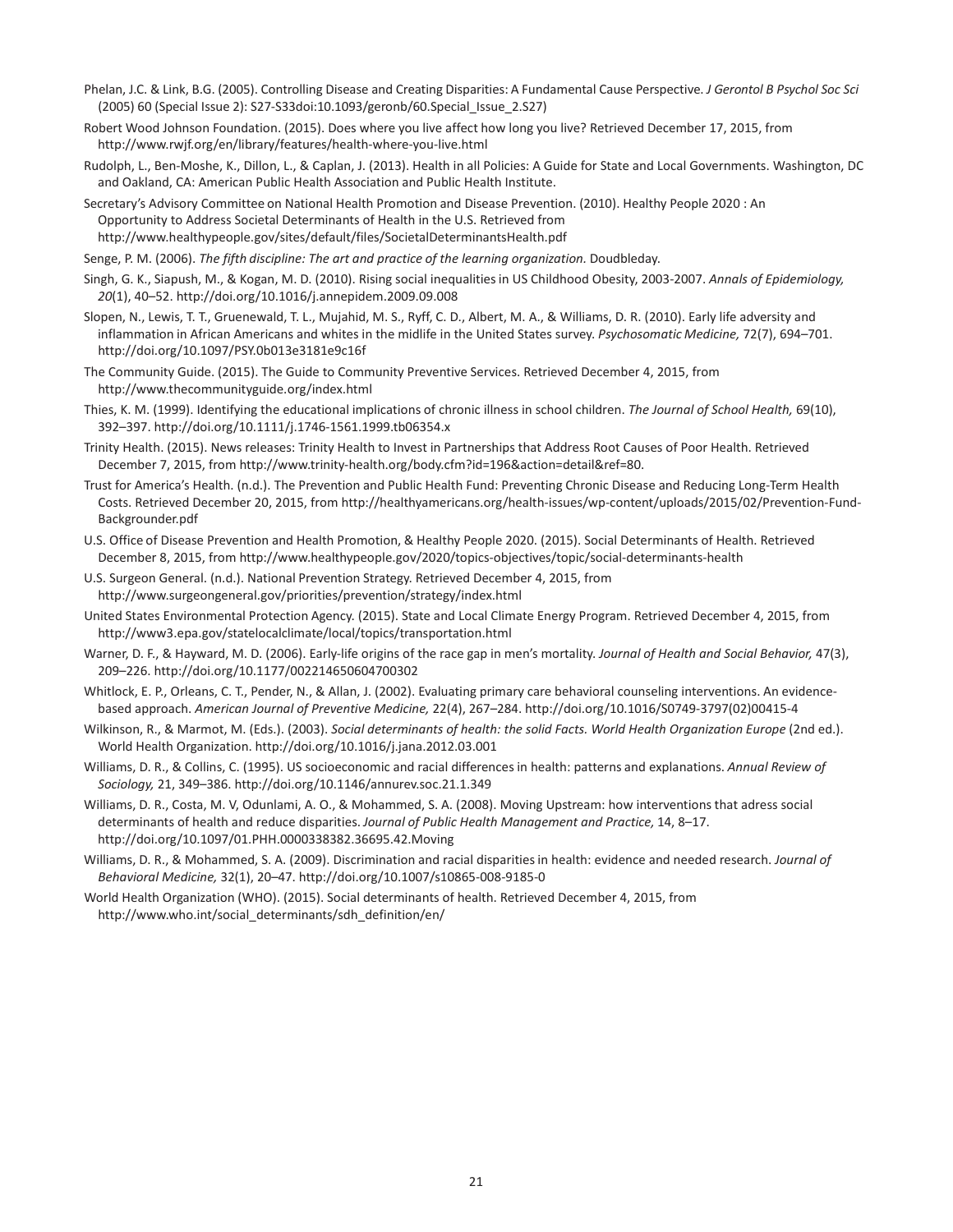Phelan, J.C. & Link, B.G. (2005). Controlling Disease and Creating Disparities: A Fundamental Cause Perspective. *J Gerontol B Psychol Soc Sci* (2005) 60 (Special Issue 2): S27-S33doi:10.1093/geronb/60.Special_Issue_2.S27)

Robert Wood Johnson Foundation. (2015). Does where you live affect how long you live? Retrieved December 17, 2015, from http://www.rwjf.org/en/library/features/health-where-you-live.html

Rudolph, L., Ben-Moshe, K., Dillon, L., & Caplan, J. (2013). Health in all Policies: A Guide for State and Local Governments. Washington, DC and Oakland, CA: American Public Health Association and Public Health Institute.

Secretary's Advisory Committee on National Health Promotion and Disease Prevention. (2010). Healthy People 2020 : An Opportunity to Address Societal Determinants of Health in the U.S. Retrieved from http://www.healthypeople.gov/sites/default/files/SocietalDeterminantsHealth.pdf

Senge, P. M. (2006). *The fifth discipline: The art and practice of the learning organization*. Doudbleday.

Singh, G. K., Siapush, M., & Kogan, M. D. (2010). Rising social inequalities in US Childhood Obesity, 2003-2007. *Annals of Epidemiology, 20*(1), 40–52. http://doi.org/10.1016/j.annepidem.2009.09.008

Slopen, N., Lewis, T. T., Gruenewald, T. L., Mujahid, M. S., Ryff, C. D., Albert, M. A., & Williams, D. R. (2010). Early life adversity and inflammation in African Americans and whites in the midlife in the United States survey. *Psychosomatic Medicine,* 72(7), 694–701. http://doi.org/10.1097/PSY.0b013e3181e9c16f

The Community Guide. (2015). The Guide to Community Preventive Services. Retrieved December 4, 2015, from http://www.thecommunityguide.org/index.html

Thies, K. M. (1999). Identifying the educational implications of chronic illness in school children. *The Journal of School Health,* 69(10), 392–397. http://doi.org/10.1111/j.1746-1561.1999.tb06354.x

Trinity Health. (2015). News releases: Trinity Health to Invest in Partnerships that Address Root Causes of Poor Health. Retrieved December 7, 2015, from http://www.trinity-health.org/body.cfm?id=196&action=detail&ref=80.

Trust for America's Health. (n.d.). The Prevention and Public Health Fund: Preventing Chronic Disease and Reducing Long-Term Health Costs. Retrieved December 20, 2015, from http://healthyamericans.org/health-issues/wp-content/uploads/2015/02/Prevention-Fund-Backgrounder.pdf

U.S. Office of Disease Prevention and Health Promotion, & Healthy People 2020. (2015). Social Determinants of Health. Retrieved December 8, 2015, from http://www.healthypeople.gov/2020/topics-objectives/topic/social-determinants-health

U.S. Surgeon General. (n.d.). National Prevention Strategy. Retrieved December 4, 2015, from http://www.surgeongeneral.gov/priorities/prevention/strategy/index.html

United States Environmental Protection Agency. (2015). State and Local Climate Energy Program. Retrieved December 4, 2015, from http://www3.epa.gov/statelocalclimate/local/topics/transportation.html

Warner, D. F., & Hayward, M. D. (2006). Early-life origins of the race gap in men's mortality. *Journal of Health and Social Behavior,* 47(3), 209–226. http://doi.org/10.1177/002214650604700302

Whitlock, E. P., Orleans, C. T., Pender, N., & Allan, J. (2002). Evaluating primary care behavioral counseling interventions. An evidence-based approach. *American Journal of Preventive Medicine,* 22(4), 267–284. http://doi.org/10.1016/S0749-3797(02)00415-4

Wilkinson, R., & Marmot, M. (Eds.). (2003). *Social determinants of health: the solid Facts. World Health Organization Europe* (2nd ed.). World Health Organization. http://doi.org/10.1016/j.jana.2012.03.001

Williams, D. R., & Collins, C. (1995). US socioeconomic and racial differences in health: patterns and explanations. *Annual Review of Sociology,* 21, 349–386. http://doi.org/10.1146/annurev.soc.21.1.349

Williams, D. R., Costa, M. V, Odunlami, A. O., & Mohammed, S. A. (2008). Moving Upstream: how interventions that adress social determinants of health and reduce disparities. *Journal of Public Health Management and Practice,* 14, 8–17. http://doi.org/10.1097/01.PHH.0000338382.36695.42.Moving

Williams, D. R., & Mohammed, S. A. (2009). Discrimination and racial disparities in health: evidence and needed research. *Journal of Behavioral Medicine,* 32(1), 20–47. http://doi.org/10.1007/s10865-008-9185-0

World Health Organization (WHO). (2015). Social determinants of health. Retrieved December 4, 2015, from http://www.who.int/social_determinants/sdh_definition/en/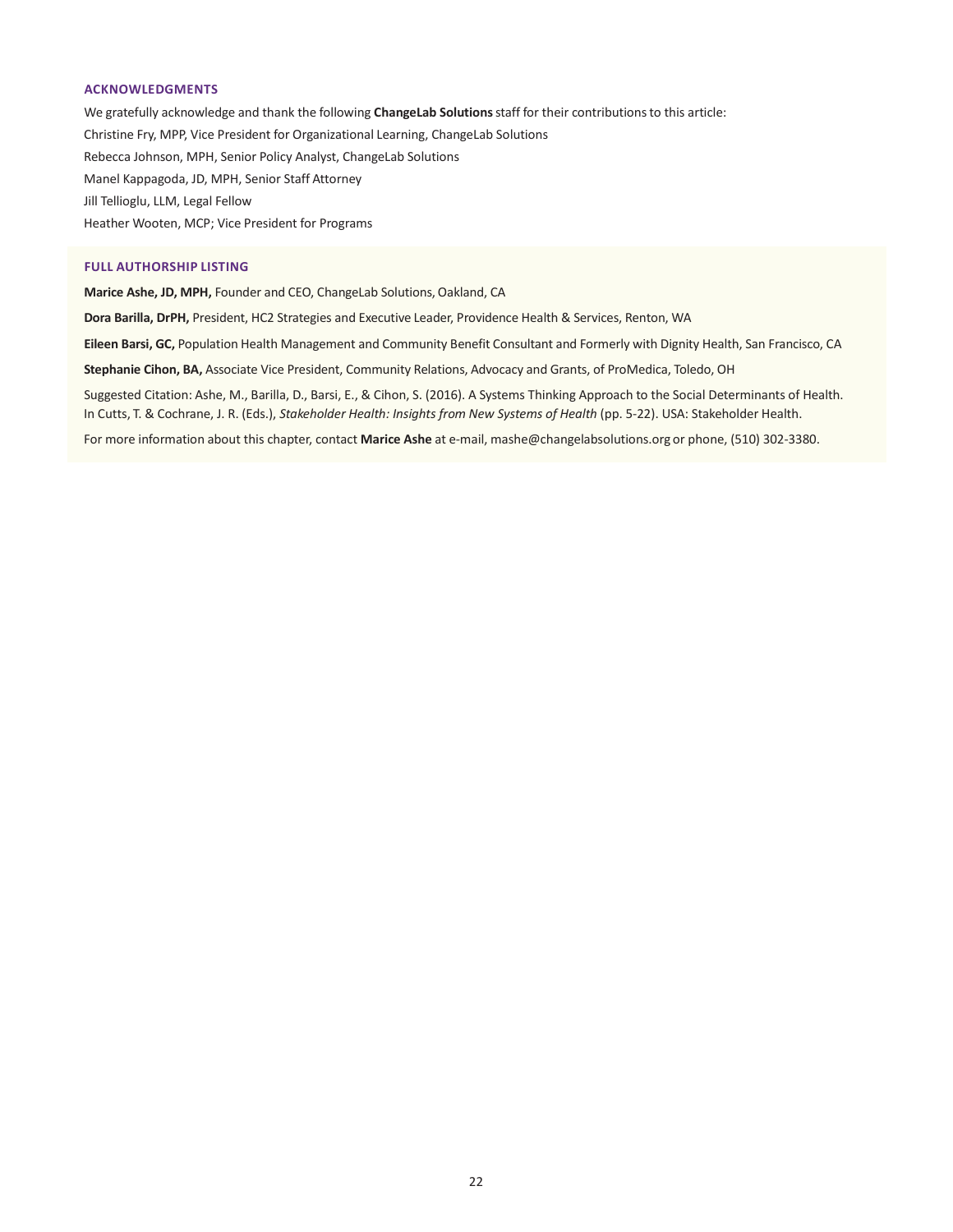### ACKNOWLEDGMENTS

We gratefully acknowledge and thank the following **ChangeLab Solutions** staff for their contributions to this article:

Christine Fry, MPP, Vice President for Organizational Learning, ChangeLab Solutions

Rebecca Johnson, MPH, Senior Policy Analyst, ChangeLab Solutions

Manel Kappagoda, JD, MPH, Senior Staff Attorney

Jill Tellioglu, LLM, Legal Fellow

Heather Wooten, MCP; Vice President for Programs

### FULL AUTHORSHIP LISTING

**Marice Ashe, JD, MPH,** Founder and CEO, ChangeLab Solutions, Oakland, CA

**Dora Barilla, DrPH,** President, HC2 Strategies and Executive Leader, Providence Health & Services, Renton, WA

**Eileen Barsi, GC,** Population Health Management and Community Benefit Consultant and Formerly with Dignity Health, San Francisco, CA

**Stephanie Cihon, BA,** Associate Vice President, Community Relations, Advocacy and Grants, of ProMedica, Toledo, OH

Suggested Citation: Ashe, M., Barilla, D., Barsi, E., & Cihon, S. (2016). A Systems Thinking Approach to the Social Determinants of Health. In Cutts, T. & Cochrane, J. R. (Eds.), *Stakeholder Health: Insights from New Systems of Health* (pp. 5-22). USA: Stakeholder Health.

For more information about this chapter, contact **Marice Ashe** at e-mail, mashe@changelabsolutions.org or phone, (510) 302-3380.